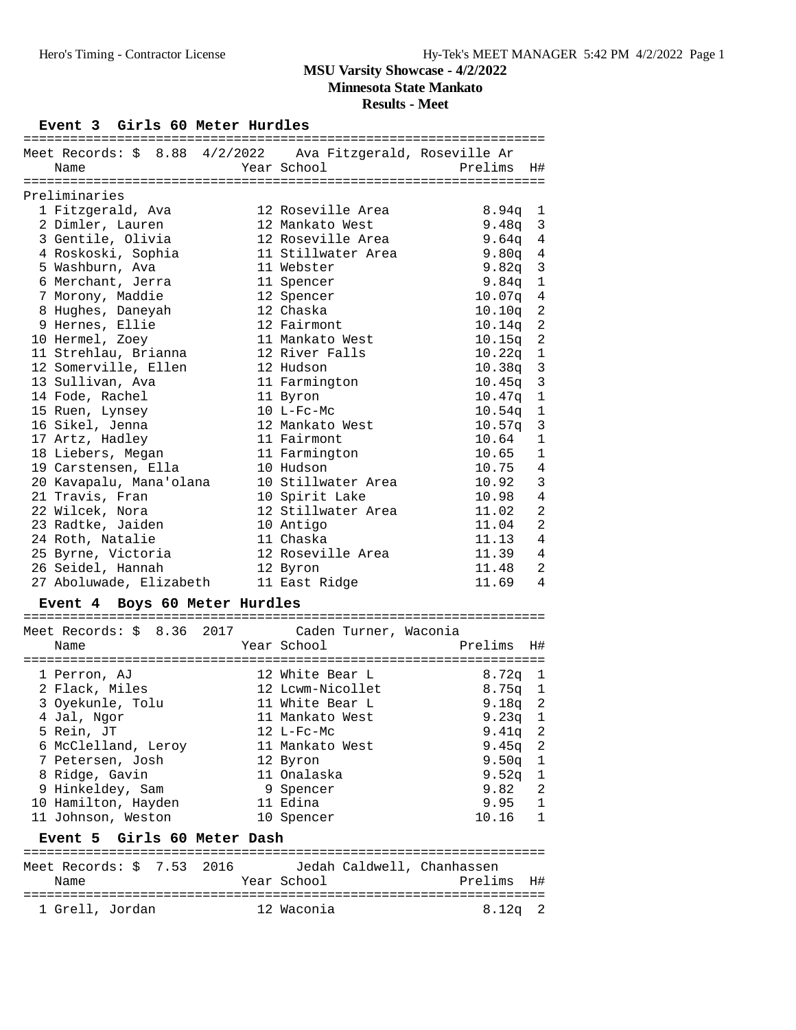# MSU Varsity Showcase - 4/2/2022

**Minnesota State Mankato**

**Results - Meet**

## Event 3 Girls 60 Meter Hurdles

Meet Records: $ 8.88 4/2/2022 Ava Fitzgerald, Roseville Ar

### Preliminaries

| Place | Name | Year | School | Prelims | H# |
|---|---|---|---|---|---|
| 1 | Fitzgerald, Ava | 12 | Roseville Area | 8.94q | 1 |
| 2 | Dimler, Lauren | 12 | Mankato West | 9.48q | 3 |
| 3 | Gentile, Olivia | 12 | Roseville Area | 9.64q | 4 |
| 4 | Roskoski, Sophia | 11 | Stillwater Area | 9.80q | 4 |
| 5 | Washburn, Ava | 11 | Webster | 9.82q | 3 |
| 6 | Merchant, Jerra | 11 | Spencer | 9.84q | 1 |
| 7 | Morony, Maddie | 12 | Spencer | 10.07q | 4 |
| 8 | Hughes, Daneyah | 12 | Chaska | 10.10q | 2 |
| 9 | Hernes, Ellie | 12 | Fairmont | 10.14q | 2 |
| 10 | Hermel, Zoey | 11 | Mankato West | 10.15q | 2 |
| 11 | Strehlau, Brianna | 12 | River Falls | 10.22q | 1 |
| 12 | Somerville, Ellen | 12 | Hudson | 10.38q | 3 |
| 13 | Sullivan, Ava | 11 | Farmington | 10.45q | 3 |
| 14 | Fode, Rachel | 11 | Byron | 10.47q | 1 |
| 15 | Ruen, Lynsey | 10 | L-Fc-Mc | 10.54q | 1 |
| 16 | Sikel, Jenna | 12 | Mankato West | 10.57q | 3 |
| 17 | Artz, Hadley | 11 | Fairmont | 10.64 | 1 |
| 18 | Liebers, Megan | 11 | Farmington | 10.65 | 1 |
| 19 | Carstensen, Ella | 10 | Hudson | 10.75 | 4 |
| 20 | Kavapalu, Mana'olana | 10 | Stillwater Area | 10.92 | 3 |
| 21 | Travis, Fran | 10 | Spirit Lake | 10.98 | 4 |
| 22 | Wilcek, Nora | 12 | Stillwater Area | 11.02 | 2 |
| 23 | Radtke, Jaiden | 10 | Antigo | 11.04 | 2 |
| 24 | Roth, Natalie | 11 | Chaska | 11.13 | 4 |
| 25 | Byrne, Victoria | 12 | Roseville Area | 11.39 | 4 |
| 26 | Seidel, Hannah | 12 | Byron | 11.48 | 2 |
| 27 | Aboluwade, Elizabeth | 11 | East Ridge | 11.69 | 4 |

## Event 4 Boys 60 Meter Hurdles

Meet Records: $ 8.36 2017 Caden Turner, Waconia

| Place | Name | Year | School | Prelims | H# |
|---|---|---|---|---|---|
| 1 | Perron, AJ | 12 | White Bear L | 8.72q | 1 |
| 2 | Flack, Miles | 12 | Lcwm-Nicollet | 8.75q | 1 |
| 3 | Oyekunle, Tolu | 11 | White Bear L | 9.18q | 2 |
| 4 | Jal, Ngor | 11 | Mankato West | 9.23q | 1 |
| 5 | Rein, JT | 12 | L-Fc-Mc | 9.41q | 2 |
| 6 | McClelland, Leroy | 11 | Mankato West | 9.45q | 2 |
| 7 | Petersen, Josh | 12 | Byron | 9.50q | 1 |
| 8 | Ridge, Gavin | 11 | Onalaska | 9.52q | 1 |
| 9 | Hinkeldey, Sam | 9 | Spencer | 9.82 | 2 |
| 10 | Hamilton, Hayden | 11 | Edina | 9.95 | 1 |
| 11 | Johnson, Weston | 10 | Spencer | 10.16 | 1 |

## Event 5 Girls 60 Meter Dash

Meet Records: $ 7.53 2016 Jedah Caldwell, Chanhassen

| Place | Name | Year | School | Prelims | H# |
|---|---|---|---|---|---|
| 1 | Grell, Jordan | 12 | Waconia | 8.12q | 2 |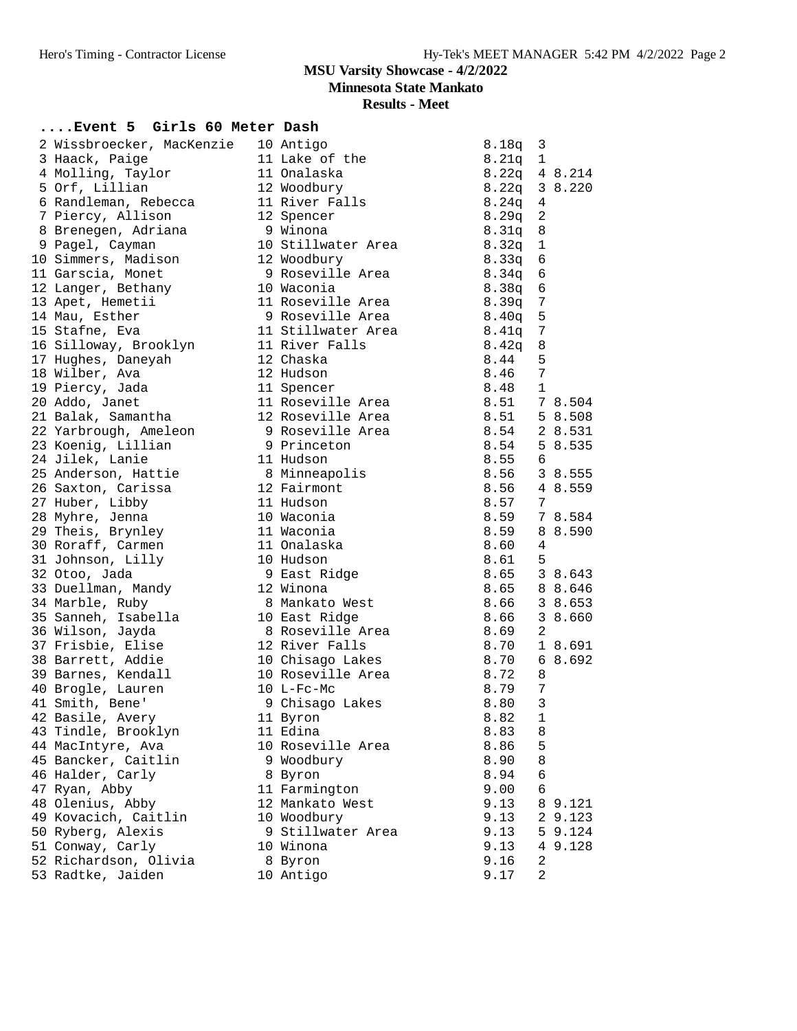# MSU Varsity Showcase - 4/2/2022

## Minnesota State Mankato

### Results - Meet

#### ....Event 5 Girls 60 Meter Dash

| Place | Name | Yr | School | Time | Heat | Tiebreak |
|---|---|---|---|---|---|---|
| 2 | Wissbroecker, MacKenzie | 10 | Antigo | 8.18q | 3 | |
| 3 | Haack, Paige | 11 | Lake of the | 8.21q | 1 | |
| 4 | Molling, Taylor | 11 | Onalaska | 8.22q | 4 | 8.214 |
| 5 | Orf, Lillian | 12 | Woodbury | 8.22q | 3 | 8.220 |
| 6 | Randleman, Rebecca | 11 | River Falls | 8.24q | 4 | |
| 7 | Piercy, Allison | 12 | Spencer | 8.29q | 2 | |
| 8 | Brenegen, Adriana | 9 | Winona | 8.31q | 8 | |
| 9 | Pagel, Cayman | 10 | Stillwater Area | 8.32q | 1 | |
| 10 | Simmers, Madison | 12 | Woodbury | 8.33q | 6 | |
| 11 | Garscia, Monet | 9 | Roseville Area | 8.34q | 6 | |
| 12 | Langer, Bethany | 10 | Waconia | 8.38q | 6 | |
| 13 | Apet, Hemetii | 11 | Roseville Area | 8.39q | 7 | |
| 14 | Mau, Esther | 9 | Roseville Area | 8.40q | 5 | |
| 15 | Stafne, Eva | 11 | Stillwater Area | 8.41q | 7 | |
| 16 | Silloway, Brooklyn | 11 | River Falls | 8.42q | 8 | |
| 17 | Hughes, Daneyah | 12 | Chaska | 8.44 | 5 | |
| 18 | Wilber, Ava | 12 | Hudson | 8.46 | 7 | |
| 19 | Piercy, Jada | 11 | Spencer | 8.48 | 1 | |
| 20 | Addo, Janet | 11 | Roseville Area | 8.51 | 7 | 8.504 |
| 21 | Balak, Samantha | 12 | Roseville Area | 8.51 | 5 | 8.508 |
| 22 | Yarbrough, Ameleon | 9 | Roseville Area | 8.54 | 2 | 8.531 |
| 23 | Koenig, Lillian | 9 | Princeton | 8.54 | 5 | 8.535 |
| 24 | Jilek, Lanie | 11 | Hudson | 8.55 | 6 | |
| 25 | Anderson, Hattie | 8 | Minneapolis | 8.56 | 3 | 8.555 |
| 26 | Saxton, Carissa | 12 | Fairmont | 8.56 | 4 | 8.559 |
| 27 | Huber, Libby | 11 | Hudson | 8.57 | 7 | |
| 28 | Myhre, Jenna | 10 | Waconia | 8.59 | 7 | 8.584 |
| 29 | Theis, Brynley | 11 | Waconia | 8.59 | 8 | 8.590 |
| 30 | Roraff, Carmen | 11 | Onalaska | 8.60 | 4 | |
| 31 | Johnson, Lilly | 10 | Hudson | 8.61 | 5 | |
| 32 | Otoo, Jada | 9 | East Ridge | 8.65 | 3 | 8.643 |
| 33 | Duellman, Mandy | 12 | Winona | 8.65 | 8 | 8.646 |
| 34 | Marble, Ruby | 8 | Mankato West | 8.66 | 3 | 8.653 |
| 35 | Sanneh, Isabella | 10 | East Ridge | 8.66 | 3 | 8.660 |
| 36 | Wilson, Jayda | 8 | Roseville Area | 8.69 | 2 | |
| 37 | Frisbie, Elise | 12 | River Falls | 8.70 | 1 | 8.691 |
| 38 | Barrett, Addie | 10 | Chisago Lakes | 8.70 | 6 | 8.692 |
| 39 | Barnes, Kendall | 10 | Roseville Area | 8.72 | 8 | |
| 40 | Brogle, Lauren | 10 | L-Fc-Mc | 8.79 | 7 | |
| 41 | Smith, Bene' | 9 | Chisago Lakes | 8.80 | 3 | |
| 42 | Basile, Avery | 11 | Byron | 8.82 | 1 | |
| 43 | Tindle, Brooklyn | 11 | Edina | 8.83 | 8 | |
| 44 | MacIntyre, Ava | 10 | Roseville Area | 8.86 | 5 | |
| 45 | Bancker, Caitlin | 9 | Woodbury | 8.90 | 8 | |
| 46 | Halder, Carly | 8 | Byron | 8.94 | 6 | |
| 47 | Ryan, Abby | 11 | Farmington | 9.00 | 6 | |
| 48 | Olenius, Abby | 12 | Mankato West | 9.13 | 8 | 9.121 |
| 49 | Kovacich, Caitlin | 10 | Woodbury | 9.13 | 2 | 9.123 |
| 50 | Ryberg, Alexis | 9 | Stillwater Area | 9.13 | 5 | 9.124 |
| 51 | Conway, Carly | 10 | Winona | 9.13 | 4 | 9.128 |
| 52 | Richardson, Olivia | 8 | Byron | 9.16 | 2 | |
| 53 | Radtke, Jaiden | 10 | Antigo | 9.17 | 2 | |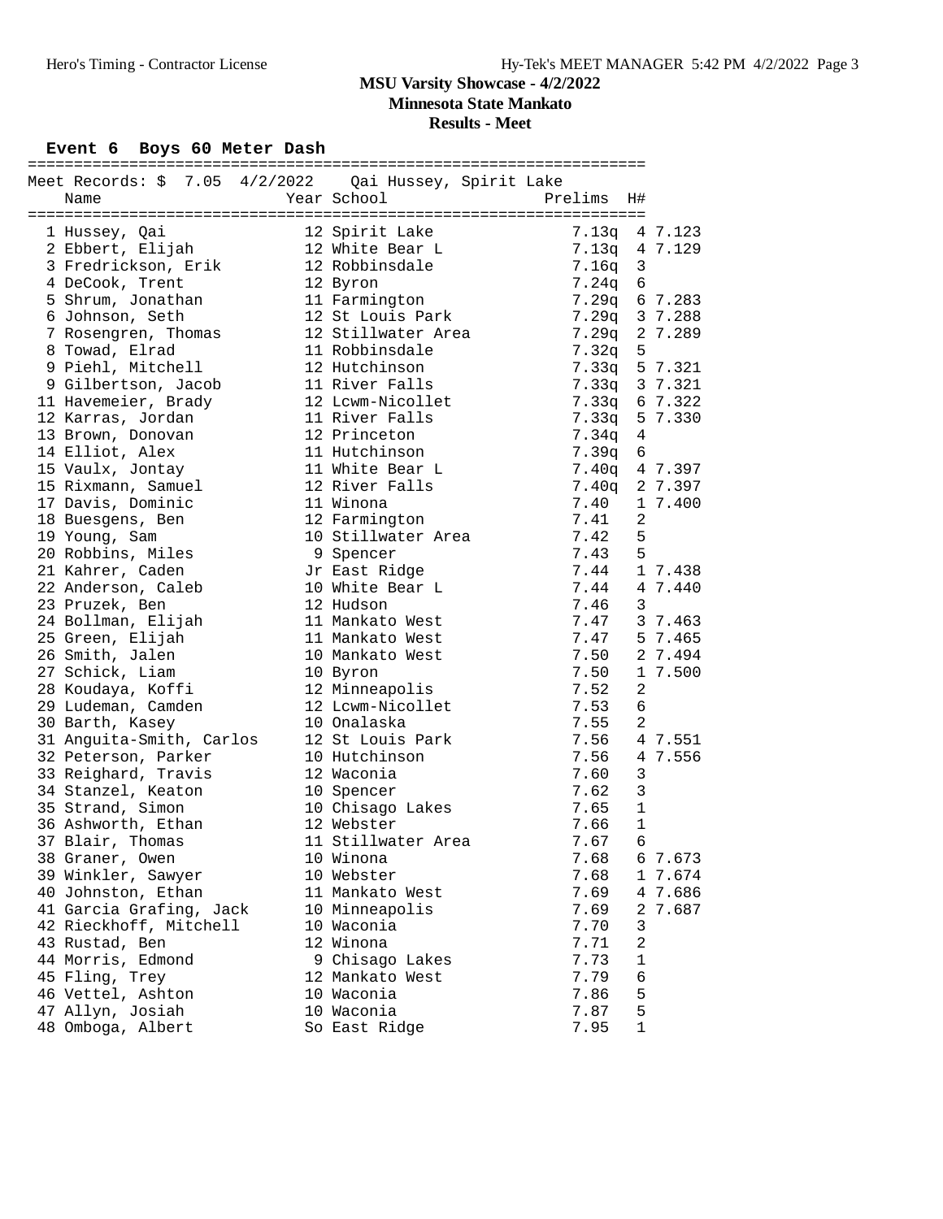**MSU Varsity Showcase - 4/2/2022**
**Minnesota State Mankato**
**Results - Meet**

### Event 6 Boys 60 Meter Dash

Meet Records: $ 7.05 4/2/2022 Qai Hussey, Spirit Lake

| Place | Name | Year | School | Prelims | H# | |
|---|---|---|---|---|---|---|
| 1 | Hussey, Qai | 12 | Spirit Lake | 7.13q | 4 | 7.123 |
| 2 | Ebbert, Elijah | 12 | White Bear L | 7.13q | 4 | 7.129 |
| 3 | Fredrickson, Erik | 12 | Robbinsdale | 7.16q | 3 | |
| 4 | DeCook, Trent | 12 | Byron | 7.24q | 6 | |
| 5 | Shrum, Jonathan | 11 | Farmington | 7.29q | 6 | 7.283 |
| 6 | Johnson, Seth | 12 | St Louis Park | 7.29q | 3 | 7.288 |
| 7 | Rosengren, Thomas | 12 | Stillwater Area | 7.29q | 2 | 7.289 |
| 8 | Towad, Elrad | 11 | Robbinsdale | 7.32q | 5 | |
| 9 | Piehl, Mitchell | 12 | Hutchinson | 7.33q | 5 | 7.321 |
| 9 | Gilbertson, Jacob | 11 | River Falls | 7.33q | 3 | 7.321 |
| 11 | Havemeier, Brady | 12 | Lcwm-Nicollet | 7.33q | 6 | 7.322 |
| 12 | Karras, Jordan | 11 | River Falls | 7.33q | 5 | 7.330 |
| 13 | Brown, Donovan | 12 | Princeton | 7.34q | 4 | |
| 14 | Elliot, Alex | 11 | Hutchinson | 7.39q | 6 | |
| 15 | Vaulx, Jontay | 11 | White Bear L | 7.40q | 4 | 7.397 |
| 15 | Rixmann, Samuel | 12 | River Falls | 7.40q | 2 | 7.397 |
| 17 | Davis, Dominic | 11 | Winona | 7.40 | 1 | 7.400 |
| 18 | Buesgens, Ben | 12 | Farmington | 7.41 | 2 | |
| 19 | Young, Sam | 10 | Stillwater Area | 7.42 | 5 | |
| 20 | Robbins, Miles | 9 | Spencer | 7.43 | 5 | |
| 21 | Kahrer, Caden | Jr | East Ridge | 7.44 | 1 | 7.438 |
| 22 | Anderson, Caleb | 10 | White Bear L | 7.44 | 4 | 7.440 |
| 23 | Pruzek, Ben | 12 | Hudson | 7.46 | 3 | |
| 24 | Bollman, Elijah | 11 | Mankato West | 7.47 | 3 | 7.463 |
| 25 | Green, Elijah | 11 | Mankato West | 7.47 | 5 | 7.465 |
| 26 | Smith, Jalen | 10 | Mankato West | 7.50 | 2 | 7.494 |
| 27 | Schick, Liam | 10 | Byron | 7.50 | 1 | 7.500 |
| 28 | Koudaya, Koffi | 12 | Minneapolis | 7.52 | 2 | |
| 29 | Ludeman, Camden | 12 | Lcwm-Nicollet | 7.53 | 6 | |
| 30 | Barth, Kasey | 10 | Onalaska | 7.55 | 2 | |
| 31 | Anguita-Smith, Carlos | 12 | St Louis Park | 7.56 | 4 | 7.551 |
| 32 | Peterson, Parker | 10 | Hutchinson | 7.56 | 4 | 7.556 |
| 33 | Reighard, Travis | 12 | Waconia | 7.60 | 3 | |
| 34 | Stanzel, Keaton | 10 | Spencer | 7.62 | 3 | |
| 35 | Strand, Simon | 10 | Chisago Lakes | 7.65 | 1 | |
| 36 | Ashworth, Ethan | 12 | Webster | 7.66 | 1 | |
| 37 | Blair, Thomas | 11 | Stillwater Area | 7.67 | 6 | |
| 38 | Graner, Owen | 10 | Winona | 7.68 | 6 | 7.673 |
| 39 | Winkler, Sawyer | 10 | Webster | 7.68 | 1 | 7.674 |
| 40 | Johnston, Ethan | 11 | Mankato West | 7.69 | 4 | 7.686 |
| 41 | Garcia Grafing, Jack | 10 | Minneapolis | 7.69 | 2 | 7.687 |
| 42 | Rieckhoff, Mitchell | 10 | Waconia | 7.70 | 3 | |
| 43 | Rustad, Ben | 12 | Winona | 7.71 | 2 | |
| 44 | Morris, Edmond | 9 | Chisago Lakes | 7.73 | 1 | |
| 45 | Fling, Trey | 12 | Mankato West | 7.79 | 6 | |
| 46 | Vettel, Ashton | 10 | Waconia | 7.86 | 5 | |
| 47 | Allyn, Josiah | 10 | Waconia | 7.87 | 5 | |
| 48 | Omboga, Albert | So | East Ridge | 7.95 | 1 | |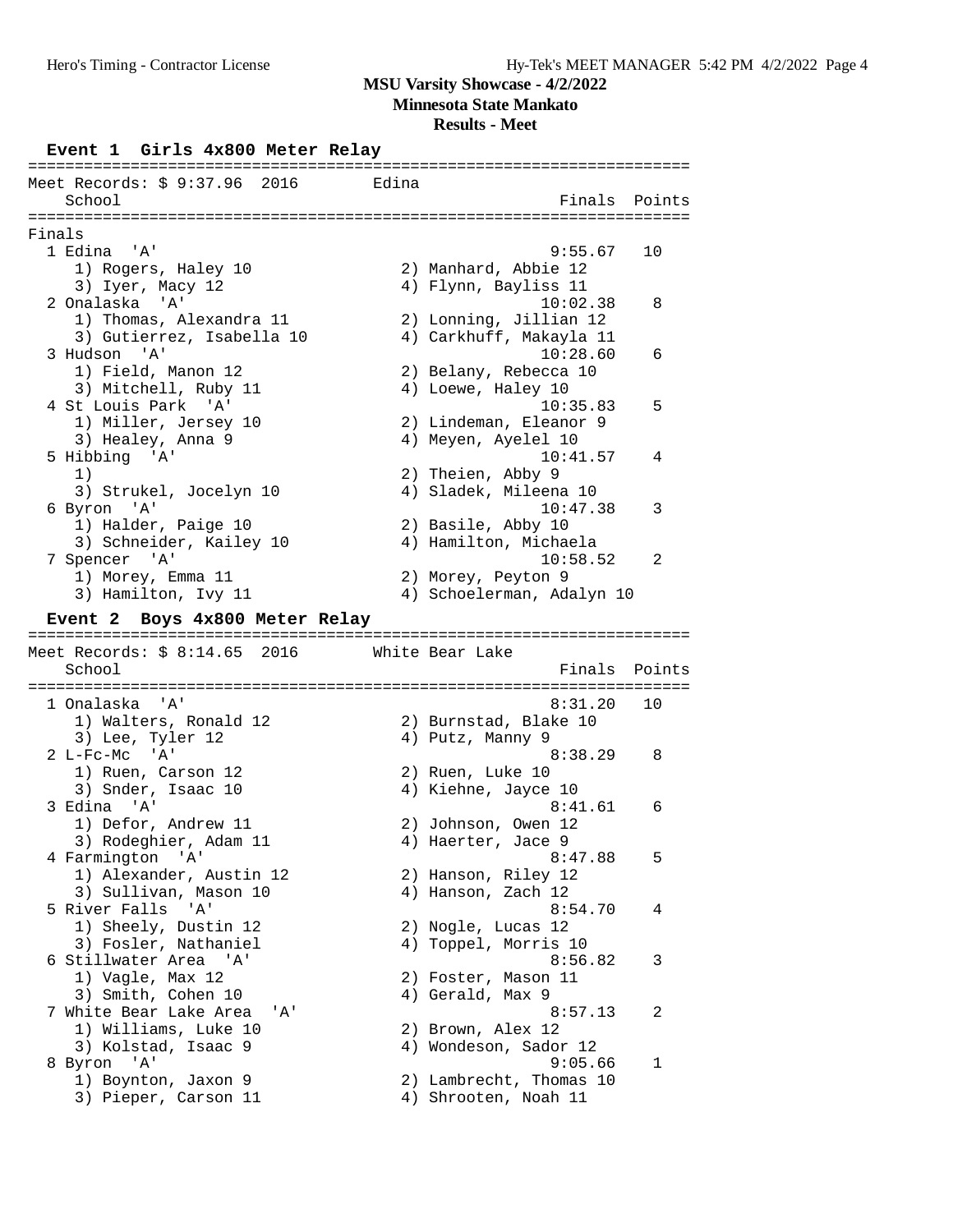# MSU Varsity Showcase - 4/2/2022

**Minnesota State Mankato**

**Results - Meet**

## Event 1 Girls 4x800 Meter Relay

Meet Records: $ 9:37.96 2016 Edina

Finals

| Place | School | Finals | Points |
|---|---|---|---|
| 1 | Edina 'A' | 9:55.67 | 10 |
| | 1) Rogers, Haley 10; 2) Manhard, Abbie 12; 3) Iyer, Macy 12; 4) Flynn, Bayliss 11 | | |
| 2 | Onalaska 'A' | 10:02.38 | 8 |
| | 1) Thomas, Alexandra 11; 2) Lonning, Jillian 12; 3) Gutierrez, Isabella 10; 4) Carkhuff, Makayla 11 | | |
| 3 | Hudson 'A' | 10:28.60 | 6 |
| | 1) Field, Manon 12; 2) Belany, Rebecca 10; 3) Mitchell, Ruby 11; 4) Loewe, Haley 10 | | |
| 4 | St Louis Park 'A' | 10:35.83 | 5 |
| | 1) Miller, Jersey 10; 2) Lindeman, Eleanor 9; 3) Healey, Anna 9; 4) Meyen, Ayelel 10 | | |
| 5 | Hibbing 'A' | 10:41.57 | 4 |
| | 1); 2) Theien, Abby 9; 3) Strukel, Jocelyn 10; 4) Sladek, Mileena 10 | | |
| 6 | Byron 'A' | 10:47.38 | 3 |
| | 1) Halder, Paige 10; 2) Basile, Abby 10; 3) Schneider, Kailey 10; 4) Hamilton, Michaela | | |
| 7 | Spencer 'A' | 10:58.52 | 2 |
| | 1) Morey, Emma 11; 2) Morey, Peyton 9; 3) Hamilton, Ivy 11; 4) Schoelerman, Adalyn 10 | | |

## Event 2 Boys 4x800 Meter Relay

Meet Records: $ 8:14.65 2016 White Bear Lake

| Place | School | Finals | Points |
|---|---|---|---|
| 1 | Onalaska 'A' | 8:31.20 | 10 |
| | 1) Walters, Ronald 12; 2) Burnstad, Blake 10; 3) Lee, Tyler 12; 4) Putz, Manny 9 | | |
| 2 | L-Fc-Mc 'A' | 8:38.29 | 8 |
| | 1) Ruen, Carson 12; 2) Ruen, Luke 10; 3) Snder, Isaac 10; 4) Kiehne, Jayce 10 | | |
| 3 | Edina 'A' | 8:41.61 | 6 |
| | 1) Defor, Andrew 11; 2) Johnson, Owen 12; 3) Rodeghier, Adam 11; 4) Haerter, Jace 9 | | |
| 4 | Farmington 'A' | 8:47.88 | 5 |
| | 1) Alexander, Austin 12; 2) Hanson, Riley 12; 3) Sullivan, Mason 10; 4) Hanson, Zach 12 | | |
| 5 | River Falls 'A' | 8:54.70 | 4 |
| | 1) Sheely, Dustin 12; 2) Nogle, Lucas 12; 3) Fosler, Nathaniel; 4) Toppel, Morris 10 | | |
| 6 | Stillwater Area 'A' | 8:56.82 | 3 |
| | 1) Vagle, Max 12; 2) Foster, Mason 11; 3) Smith, Cohen 10; 4) Gerald, Max 9 | | |
| 7 | White Bear Lake Area 'A' | 8:57.13 | 2 |
| | 1) Williams, Luke 10; 2) Brown, Alex 12; 3) Kolstad, Isaac 9; 4) Wondeson, Sador 12 | | |
| 8 | Byron 'A' | 9:05.66 | 1 |
| | 1) Boynton, Jaxon 9; 2) Lambrecht, Thomas 10; 3) Pieper, Carson 11; 4) Shrooten, Noah 11 | | |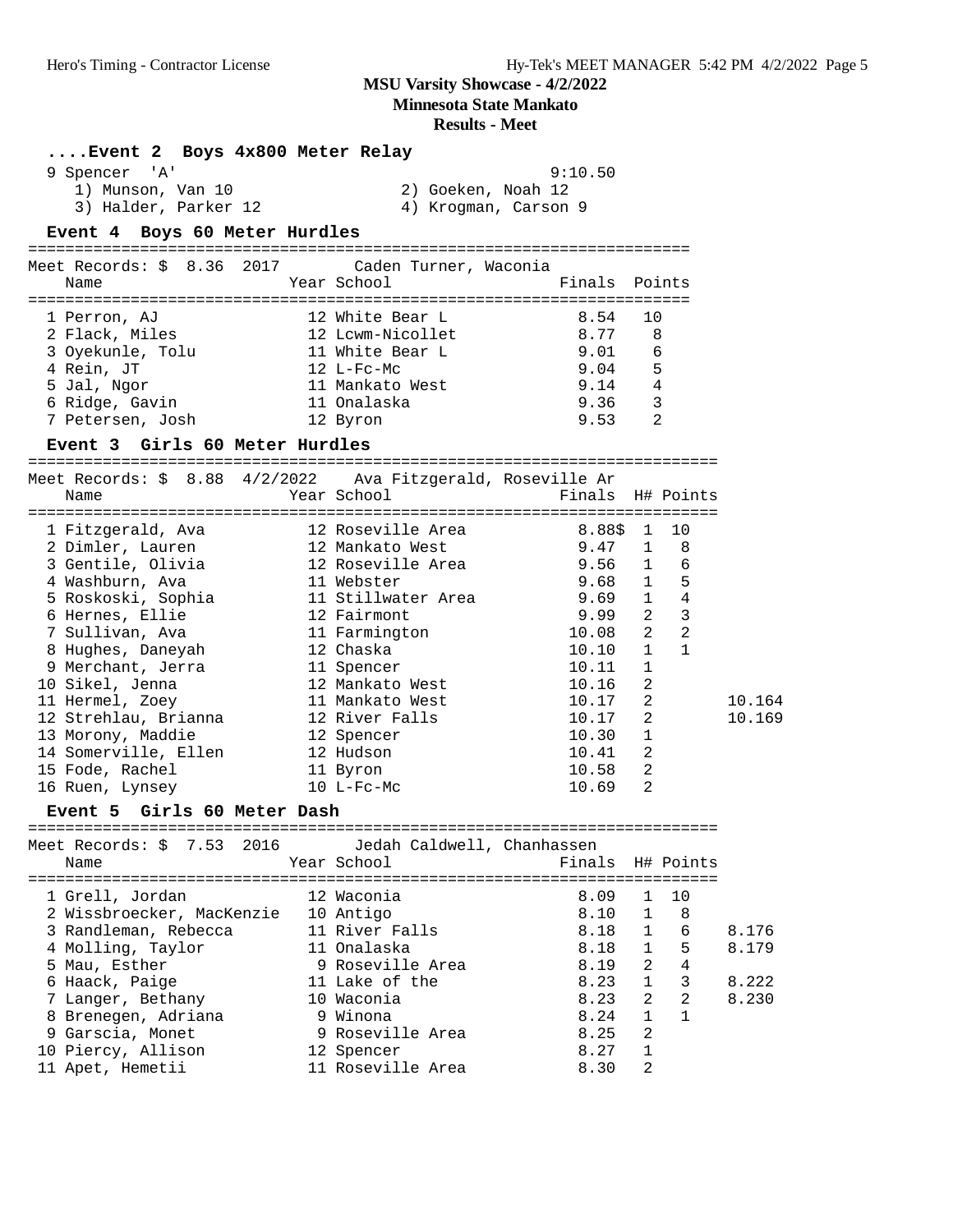## MSU Varsity Showcase - 4/2/2022

### Minnesota State Mankato

### Results - Meet

#### ....Event 2 Boys 4x800 Meter Relay

| Place | Team | Finals |
|---|---|---|
| 9 | Spencer 'A' | 9:10.50 |

1) Munson, Van 10 — 2) Goeken, Noah 12 — 3) Halder, Parker 12 — 4) Krogman, Carson 9

#### Event 4 Boys 60 Meter Hurdles

Meet Records: $ 8.36 2017 Caden Turner, Waconia

| Place | Name | Year | School | Finals | Points |
|---|---|---|---|---|---|
| 1 | Perron, AJ | 12 | White Bear L | 8.54 | 10 |
| 2 | Flack, Miles | 12 | Lcwm-Nicollet | 8.77 | 8 |
| 3 | Oyekunle, Tolu | 11 | White Bear L | 9.01 | 6 |
| 4 | Rein, JT | 12 | L-Fc-Mc | 9.04 | 5 |
| 5 | Jal, Ngor | 11 | Mankato West | 9.14 | 4 |
| 6 | Ridge, Gavin | 11 | Onalaska | 9.36 | 3 |
| 7 | Petersen, Josh | 12 | Byron | 9.53 | 2 |

#### Event 3 Girls 60 Meter Hurdles

Meet Records: $ 8.88 4/2/2022 Ava Fitzgerald, Roseville Ar

| Place | Name | Year | School | Finals | H# | Points | |
|---|---|---|---|---|---|---|---|
| 1 | Fitzgerald, Ava | 12 | Roseville Area | 8.88$ | 1 | 10 | |
| 2 | Dimler, Lauren | 12 | Mankato West | 9.47 | 1 | 8 | |
| 3 | Gentile, Olivia | 12 | Roseville Area | 9.56 | 1 | 6 | |
| 4 | Washburn, Ava | 11 | Webster | 9.68 | 1 | 5 | |
| 5 | Roskoski, Sophia | 11 | Stillwater Area | 9.69 | 1 | 4 | |
| 6 | Hernes, Ellie | 12 | Fairmont | 9.99 | 2 | 3 | |
| 7 | Sullivan, Ava | 11 | Farmington | 10.08 | 2 | 2 | |
| 8 | Hughes, Daneyah | 12 | Chaska | 10.10 | 1 | 1 | |
| 9 | Merchant, Jerra | 11 | Spencer | 10.11 | 1 | | |
| 10 | Sikel, Jenna | 12 | Mankato West | 10.16 | 2 | | |
| 11 | Hermel, Zoey | 11 | Mankato West | 10.17 | 2 | | 10.164 |
| 12 | Strehlau, Brianna | 12 | River Falls | 10.17 | 2 | | 10.169 |
| 13 | Morony, Maddie | 12 | Spencer | 10.30 | 1 | | |
| 14 | Somerville, Ellen | 12 | Hudson | 10.41 | 2 | | |
| 15 | Fode, Rachel | 11 | Byron | 10.58 | 2 | | |
| 16 | Ruen, Lynsey | 10 | L-Fc-Mc | 10.69 | 2 | | |

#### Event 5 Girls 60 Meter Dash

Meet Records: $ 7.53 2016 Jedah Caldwell, Chanhassen

| Place | Name | Year | School | Finals | H# | Points | |
|---|---|---|---|---|---|---|---|
| 1 | Grell, Jordan | 12 | Waconia | 8.09 | 1 | 10 | |
| 2 | Wissbroecker, MacKenzie | 10 | Antigo | 8.10 | 1 | 8 | |
| 3 | Randleman, Rebecca | 11 | River Falls | 8.18 | 1 | 6 | 8.176 |
| 4 | Molling, Taylor | 11 | Onalaska | 8.18 | 1 | 5 | 8.179 |
| 5 | Mau, Esther | 9 | Roseville Area | 8.19 | 2 | 4 | |
| 6 | Haack, Paige | 11 | Lake of the | 8.23 | 1 | 3 | 8.222 |
| 7 | Langer, Bethany | 10 | Waconia | 8.23 | 2 | 2 | 8.230 |
| 8 | Brenegen, Adriana | 9 | Winona | 8.24 | 1 | 1 | |
| 9 | Garscia, Monet | 9 | Roseville Area | 8.25 | 2 | | |
| 10 | Piercy, Allison | 12 | Spencer | 8.27 | 1 | | |
| 11 | Apet, Hemetii | 11 | Roseville Area | 8.30 | 2 | | |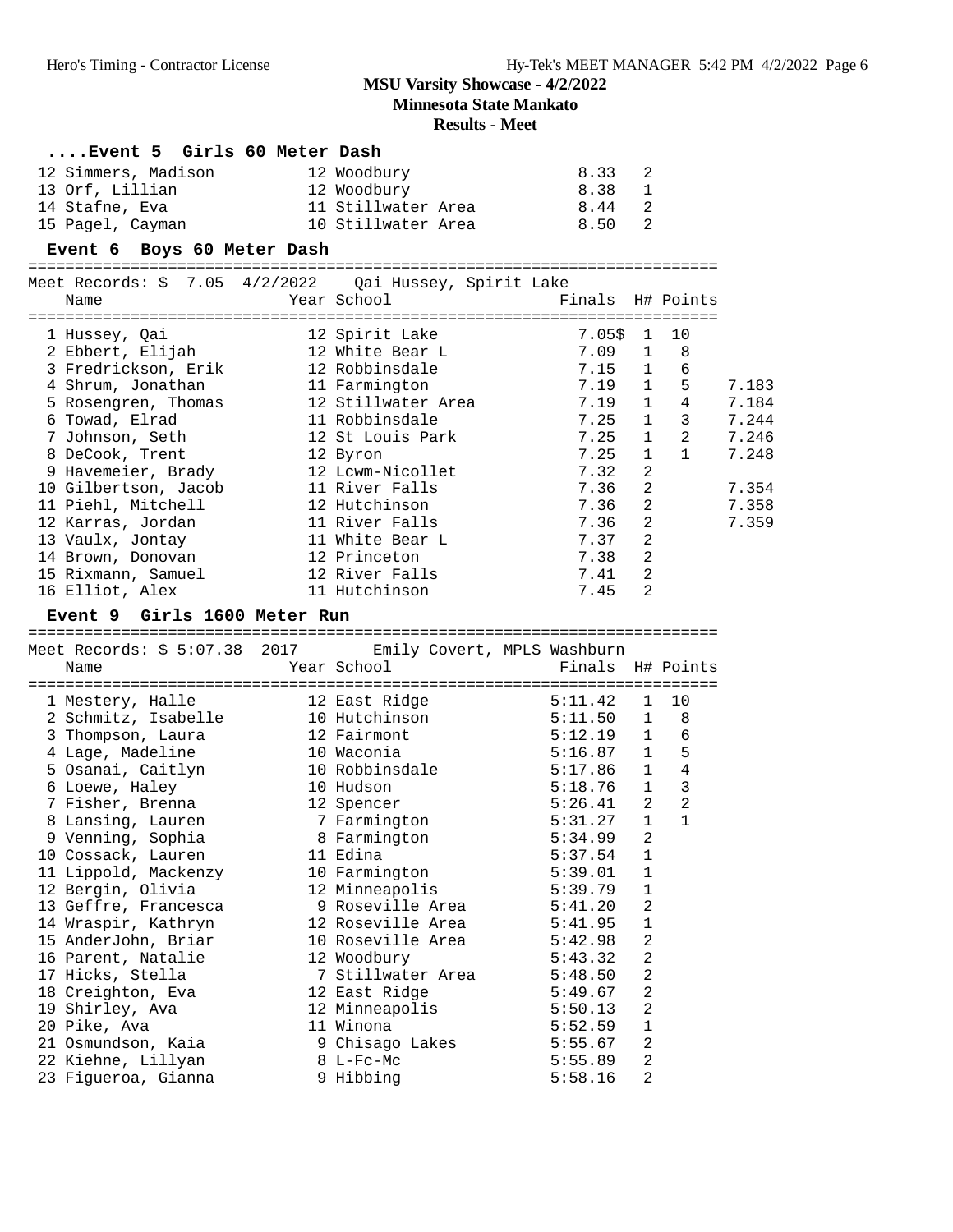**MSU Varsity Showcase - 4/2/2022**
**Minnesota State Mankato**
**Results - Meet**

### ....Event 5 Girls 60 Meter Dash

| Place | Name | Year | School | Finals | H# | Points |
|---|---|---|---|---|---|---|
| 12 | Simmers, Madison | 12 | Woodbury | 8.33 | 2 | |
| 13 | Orf, Lillian | 12 | Woodbury | 8.38 | 1 | |
| 14 | Stafne, Eva | 11 | Stillwater Area | 8.44 | 2 | |
| 15 | Pagel, Cayman | 10 | Stillwater Area | 8.50 | 2 | |

### Event 6 Boys 60 Meter Dash

Meet Records: $ 7.05 4/2/2022 Qai Hussey, Spirit Lake

| Place | Name | Year | School | Finals | H# | Points | |
|---|---|---|---|---|---|---|---|
| 1 | Hussey, Qai | 12 | Spirit Lake | 7.05$ | 1 | 10 | |
| 2 | Ebbert, Elijah | 12 | White Bear L | 7.09 | 1 | 8 | |
| 3 | Fredrickson, Erik | 12 | Robbinsdale | 7.15 | 1 | 6 | |
| 4 | Shrum, Jonathan | 11 | Farmington | 7.19 | 1 | 5 | 7.183 |
| 5 | Rosengren, Thomas | 12 | Stillwater Area | 7.19 | 1 | 4 | 7.184 |
| 6 | Towad, Elrad | 11 | Robbinsdale | 7.25 | 1 | 3 | 7.244 |
| 7 | Johnson, Seth | 12 | St Louis Park | 7.25 | 1 | 2 | 7.246 |
| 8 | DeCook, Trent | 12 | Byron | 7.25 | 1 | 1 | 7.248 |
| 9 | Havemeier, Brady | 12 | Lcwm-Nicollet | 7.32 | 2 | | |
| 10 | Gilbertson, Jacob | 11 | River Falls | 7.36 | 2 | | 7.354 |
| 11 | Piehl, Mitchell | 12 | Hutchinson | 7.36 | 2 | | 7.358 |
| 12 | Karras, Jordan | 11 | River Falls | 7.36 | 2 | | 7.359 |
| 13 | Vaulx, Jontay | 11 | White Bear L | 7.37 | 2 | | |
| 14 | Brown, Donovan | 12 | Princeton | 7.38 | 2 | | |
| 15 | Rixmann, Samuel | 12 | River Falls | 7.41 | 2 | | |
| 16 | Elliot, Alex | 11 | Hutchinson | 7.45 | 2 | | |

### Event 9 Girls 1600 Meter Run

Meet Records: $ 5:07.38 2017 Emily Covert, MPLS Washburn

| Place | Name | Year | School | Finals | H# | Points |
|---|---|---|---|---|---|---|
| 1 | Mestery, Halle | 12 | East Ridge | 5:11.42 | 1 | 10 |
| 2 | Schmitz, Isabelle | 10 | Hutchinson | 5:11.50 | 1 | 8 |
| 3 | Thompson, Laura | 12 | Fairmont | 5:12.19 | 1 | 6 |
| 4 | Lage, Madeline | 10 | Waconia | 5:16.87 | 1 | 5 |
| 5 | Osanai, Caitlyn | 10 | Robbinsdale | 5:17.86 | 1 | 4 |
| 6 | Loewe, Haley | 10 | Hudson | 5:18.76 | 1 | 3 |
| 7 | Fisher, Brenna | 12 | Spencer | 5:26.41 | 2 | 2 |
| 8 | Lansing, Lauren | 7 | Farmington | 5:31.27 | 1 | 1 |
| 9 | Venning, Sophia | 8 | Farmington | 5:34.99 | 2 | |
| 10 | Cossack, Lauren | 11 | Edina | 5:37.54 | 1 | |
| 11 | Lippold, Mackenzy | 10 | Farmington | 5:39.01 | 1 | |
| 12 | Bergin, Olivia | 12 | Minneapolis | 5:39.79 | 1 | |
| 13 | Geffre, Francesca | 9 | Roseville Area | 5:41.20 | 2 | |
| 14 | Wraspir, Kathryn | 12 | Roseville Area | 5:41.95 | 1 | |
| 15 | AnderJohn, Briar | 10 | Roseville Area | 5:42.98 | 2 | |
| 16 | Parent, Natalie | 12 | Woodbury | 5:43.32 | 2 | |
| 17 | Hicks, Stella | 7 | Stillwater Area | 5:48.50 | 2 | |
| 18 | Creighton, Eva | 12 | East Ridge | 5:49.67 | 2 | |
| 19 | Shirley, Ava | 12 | Minneapolis | 5:50.13 | 2 | |
| 20 | Pike, Ava | 11 | Winona | 5:52.59 | 1 | |
| 21 | Osmundson, Kaia | 9 | Chisago Lakes | 5:55.67 | 2 | |
| 22 | Kiehne, Lillyan | 8 | L-Fc-Mc | 5:55.89 | 2 | |
| 23 | Figueroa, Gianna | 9 | Hibbing | 5:58.16 | 2 | |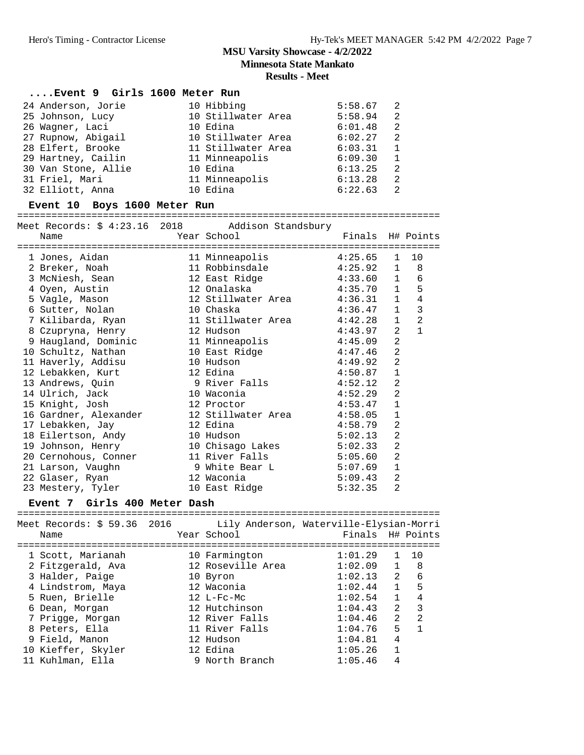## MSU Varsity Showcase - 4/2/2022
## Minnesota State Mankato
## Results - Meet

### ....Event 9 Girls 1600 Meter Run

| Place | Name | Year | School | Finals | H# | Points |
|---|---|---|---|---|---|---|
| 24 | Anderson, Jorie | 10 | Hibbing | 5:58.67 | 2 | |
| 25 | Johnson, Lucy | 10 | Stillwater Area | 5:58.94 | 2 | |
| 26 | Wagner, Laci | 10 | Edina | 6:01.48 | 2 | |
| 27 | Rupnow, Abigail | 10 | Stillwater Area | 6:02.27 | 2 | |
| 28 | Elfert, Brooke | 11 | Stillwater Area | 6:03.31 | 1 | |
| 29 | Hartney, Cailin | 11 | Minneapolis | 6:09.30 | 1 | |
| 30 | Van Stone, Allie | 10 | Edina | 6:13.25 | 2 | |
| 31 | Friel, Mari | 11 | Minneapolis | 6:13.28 | 2 | |
| 32 | Elliott, Anna | 10 | Edina | 6:22.63 | 2 | |

### Event 10 Boys 1600 Meter Run

Meet Records: $ 4:23.16 2018 Addison Standsbury

| Place | Name | Year | School | Finals | H# | Points |
|---|---|---|---|---|---|---|
| 1 | Jones, Aidan | 11 | Minneapolis | 4:25.65 | 1 | 10 |
| 2 | Breker, Noah | 11 | Robbinsdale | 4:25.92 | 1 | 8 |
| 3 | McNiesh, Sean | 12 | East Ridge | 4:33.60 | 1 | 6 |
| 4 | Oyen, Austin | 12 | Onalaska | 4:35.70 | 1 | 5 |
| 5 | Vagle, Mason | 12 | Stillwater Area | 4:36.31 | 1 | 4 |
| 6 | Sutter, Nolan | 10 | Chaska | 4:36.47 | 1 | 3 |
| 7 | Kilibarda, Ryan | 11 | Stillwater Area | 4:42.28 | 1 | 2 |
| 8 | Czupryna, Henry | 12 | Hudson | 4:43.97 | 2 | 1 |
| 9 | Haugland, Dominic | 11 | Minneapolis | 4:45.09 | 2 | |
| 10 | Schultz, Nathan | 10 | East Ridge | 4:47.46 | 2 | |
| 11 | Haverly, Addisu | 10 | Hudson | 4:49.92 | 2 | |
| 12 | Lebakken, Kurt | 12 | Edina | 4:50.87 | 1 | |
| 13 | Andrews, Quin | 9 | River Falls | 4:52.12 | 2 | |
| 14 | Ulrich, Jack | 10 | Waconia | 4:52.29 | 2 | |
| 15 | Knight, Josh | 12 | Proctor | 4:53.47 | 1 | |
| 16 | Gardner, Alexander | 12 | Stillwater Area | 4:58.05 | 1 | |
| 17 | Lebakken, Jay | 12 | Edina | 4:58.79 | 2 | |
| 18 | Eilertson, Andy | 10 | Hudson | 5:02.13 | 2 | |
| 19 | Johnson, Henry | 10 | Chisago Lakes | 5:02.33 | 2 | |
| 20 | Cernohous, Conner | 11 | River Falls | 5:05.60 | 2 | |
| 21 | Larson, Vaughn | 9 | White Bear L | 5:07.69 | 1 | |
| 22 | Glaser, Ryan | 12 | Waconia | 5:09.43 | 2 | |
| 23 | Mestery, Tyler | 10 | East Ridge | 5:32.35 | 2 | |

### Event 7 Girls 400 Meter Dash

Meet Records: $ 59.36 2016 Lily Anderson, Waterville-Elysian-Morri

| Place | Name | Year | School | Finals | H# | Points |
|---|---|---|---|---|---|---|
| 1 | Scott, Marianah | 10 | Farmington | 1:01.29 | 1 | 10 |
| 2 | Fitzgerald, Ava | 12 | Roseville Area | 1:02.09 | 1 | 8 |
| 3 | Halder, Paige | 10 | Byron | 1:02.13 | 2 | 6 |
| 4 | Lindstrom, Maya | 12 | Waconia | 1:02.44 | 1 | 5 |
| 5 | Ruen, Brielle | 12 | L-Fc-Mc | 1:02.54 | 1 | 4 |
| 6 | Dean, Morgan | 12 | Hutchinson | 1:04.43 | 2 | 3 |
| 7 | Prigge, Morgan | 12 | River Falls | 1:04.46 | 2 | 2 |
| 8 | Peters, Ella | 11 | River Falls | 1:04.76 | 5 | 1 |
| 9 | Field, Manon | 12 | Hudson | 1:04.81 | 4 | |
| 10 | Kieffer, Skyler | 12 | Edina | 1:05.26 | 1 | |
| 11 | Kuhlman, Ella | 9 | North Branch | 1:05.46 | 4 | |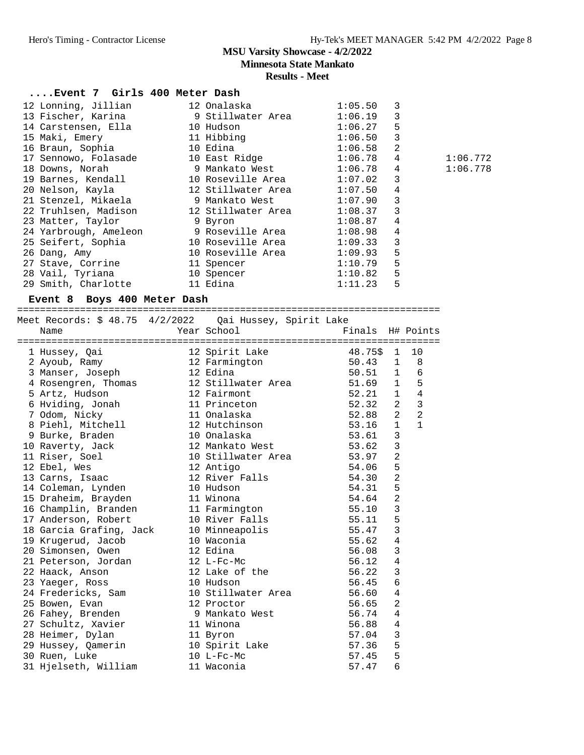MSU Varsity Showcase - 4/2/2022

Minnesota State Mankato

Results - Meet

### ....Event 7 Girls 400 Meter Dash

| Place | Name | Year | School | Finals | H# | |
|---|---|---|---|---|---|---|
| 12 | Lonning, Jillian | 12 | Onalaska | 1:05.50 | 3 | |
| 13 | Fischer, Karina | 9 | Stillwater Area | 1:06.19 | 3 | |
| 14 | Carstensen, Ella | 10 | Hudson | 1:06.27 | 5 | |
| 15 | Maki, Emery | 11 | Hibbing | 1:06.50 | 3 | |
| 16 | Braun, Sophia | 10 | Edina | 1:06.58 | 2 | |
| 17 | Sennowo, Folasade | 10 | East Ridge | 1:06.78 | 4 | 1:06.772 |
| 18 | Downs, Norah | 9 | Mankato West | 1:06.78 | 4 | 1:06.778 |
| 19 | Barnes, Kendall | 10 | Roseville Area | 1:07.02 | 3 | |
| 20 | Nelson, Kayla | 12 | Stillwater Area | 1:07.50 | 4 | |
| 21 | Stenzel, Mikaela | 9 | Mankato West | 1:07.90 | 3 | |
| 22 | Truhlsen, Madison | 12 | Stillwater Area | 1:08.37 | 3 | |
| 23 | Matter, Taylor | 9 | Byron | 1:08.87 | 4 | |
| 24 | Yarbrough, Ameleon | 9 | Roseville Area | 1:08.98 | 4 | |
| 25 | Seifert, Sophia | 10 | Roseville Area | 1:09.33 | 3 | |
| 26 | Dang, Amy | 10 | Roseville Area | 1:09.93 | 5 | |
| 27 | Stave, Corrine | 11 | Spencer | 1:10.79 | 5 | |
| 28 | Vail, Tyriana | 10 | Spencer | 1:10.82 | 5 | |
| 29 | Smith, Charlotte | 11 | Edina | 1:11.23 | 5 | |

### Event 8 Boys 400 Meter Dash

Meet Records: $ 48.75 4/2/2022 Qai Hussey, Spirit Lake

| Place | Name | Year | School | Finals | H# | Points |
|---|---|---|---|---|---|---|
| 1 | Hussey, Qai | 12 | Spirit Lake | 48.75$ | 1 | 10 |
| 2 | Ayoub, Ramy | 12 | Farmington | 50.43 | 1 | 8 |
| 3 | Manser, Joseph | 12 | Edina | 50.51 | 1 | 6 |
| 4 | Rosengren, Thomas | 12 | Stillwater Area | 51.69 | 1 | 5 |
| 5 | Artz, Hudson | 12 | Fairmont | 52.21 | 1 | 4 |
| 6 | Hviding, Jonah | 11 | Princeton | 52.32 | 2 | 3 |
| 7 | Odom, Nicky | 11 | Onalaska | 52.88 | 2 | 2 |
| 8 | Piehl, Mitchell | 12 | Hutchinson | 53.16 | 1 | 1 |
| 9 | Burke, Braden | 10 | Onalaska | 53.61 | 3 | |
| 10 | Raverty, Jack | 12 | Mankato West | 53.62 | 3 | |
| 11 | Riser, Soel | 10 | Stillwater Area | 53.97 | 2 | |
| 12 | Ebel, Wes | 12 | Antigo | 54.06 | 5 | |
| 13 | Carns, Isaac | 12 | River Falls | 54.30 | 2 | |
| 14 | Coleman, Lynden | 10 | Hudson | 54.31 | 5 | |
| 15 | Draheim, Brayden | 11 | Winona | 54.64 | 2 | |
| 16 | Champlin, Branden | 11 | Farmington | 55.10 | 3 | |
| 17 | Anderson, Robert | 10 | River Falls | 55.11 | 5 | |
| 18 | Garcia Grafing, Jack | 10 | Minneapolis | 55.47 | 3 | |
| 19 | Krugerud, Jacob | 10 | Waconia | 55.62 | 4 | |
| 20 | Simonsen, Owen | 12 | Edina | 56.08 | 3 | |
| 21 | Peterson, Jordan | 12 | L-Fc-Mc | 56.12 | 4 | |
| 22 | Haack, Anson | 12 | Lake of the | 56.22 | 3 | |
| 23 | Yaeger, Ross | 10 | Hudson | 56.45 | 6 | |
| 24 | Fredericks, Sam | 10 | Stillwater Area | 56.60 | 4 | |
| 25 | Bowen, Evan | 12 | Proctor | 56.65 | 2 | |
| 26 | Fahey, Brenden | 9 | Mankato West | 56.74 | 4 | |
| 27 | Schultz, Xavier | 11 | Winona | 56.88 | 4 | |
| 28 | Heimer, Dylan | 11 | Byron | 57.04 | 3 | |
| 29 | Hussey, Qamerin | 10 | Spirit Lake | 57.36 | 5 | |
| 30 | Ruen, Luke | 10 | L-Fc-Mc | 57.45 | 5 | |
| 31 | Hjelseth, William | 11 | Waconia | 57.47 | 6 | |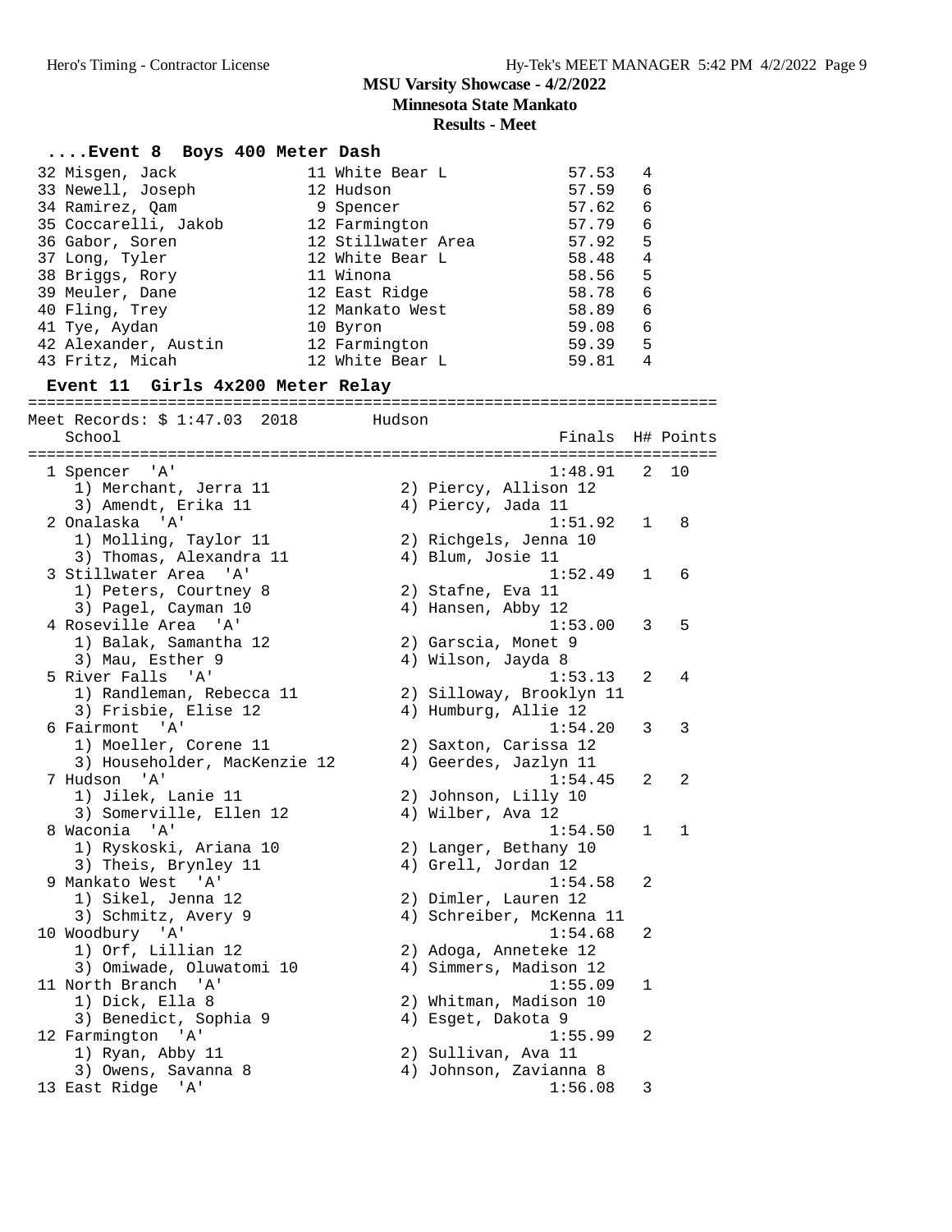MSU Varsity Showcase - 4/2/2022
Minnesota State Mankato
Results - Meet

### ....Event 8 Boys 400 Meter Dash

| Place | Name | Year | School | Finals | H# |
|---|---|---|---|---|---|
| 32 | Misgen, Jack | 11 | White Bear L | 57.53 | 4 |
| 33 | Newell, Joseph | 12 | Hudson | 57.59 | 6 |
| 34 | Ramirez, Qam | 9 | Spencer | 57.62 | 6 |
| 35 | Coccarelli, Jakob | 12 | Farmington | 57.79 | 6 |
| 36 | Gabor, Soren | 12 | Stillwater Area | 57.92 | 5 |
| 37 | Long, Tyler | 12 | White Bear L | 58.48 | 4 |
| 38 | Briggs, Rory | 11 | Winona | 58.56 | 5 |
| 39 | Meuler, Dane | 12 | East Ridge | 58.78 | 6 |
| 40 | Fling, Trey | 12 | Mankato West | 58.89 | 6 |
| 41 | Tye, Aydan | 10 | Byron | 59.08 | 6 |
| 42 | Alexander, Austin | 12 | Farmington | 59.39 | 5 |
| 43 | Fritz, Micah | 12 | White Bear L | 59.81 | 4 |

### Event 11 Girls 4x200 Meter Relay

Meet Records: $ 1:47.03 2018 Hudson

| Place | School | Finals | H# | Points |
|---|---|---|---|---|
| 1 | Spencer 'A' | 1:48.91 | 2 | 10 |
| | 1) Merchant, Jerra 11; 2) Piercy, Allison 12; 3) Amendt, Erika 11; 4) Piercy, Jada 11 | | | |
| 2 | Onalaska 'A' | 1:51.92 | 1 | 8 |
| | 1) Molling, Taylor 11; 2) Richgels, Jenna 10; 3) Thomas, Alexandra 11; 4) Blum, Josie 11 | | | |
| 3 | Stillwater Area 'A' | 1:52.49 | 1 | 6 |
| | 1) Peters, Courtney 8; 2) Stafne, Eva 11; 3) Pagel, Cayman 10; 4) Hansen, Abby 12 | | | |
| 4 | Roseville Area 'A' | 1:53.00 | 3 | 5 |
| | 1) Balak, Samantha 12; 2) Garscia, Monet 9; 3) Mau, Esther 9; 4) Wilson, Jayda 8 | | | |
| 5 | River Falls 'A' | 1:53.13 | 2 | 4 |
| | 1) Randleman, Rebecca 11; 2) Silloway, Brooklyn 11; 3) Frisbie, Elise 12; 4) Humburg, Allie 12 | | | |
| 6 | Fairmont 'A' | 1:54.20 | 3 | 3 |
| | 1) Moeller, Corene 11; 2) Saxton, Carissa 12; 3) Householder, MacKenzie 12; 4) Geerdes, Jazlyn 11 | | | |
| 7 | Hudson 'A' | 1:54.45 | 2 | 2 |
| | 1) Jilek, Lanie 11; 2) Johnson, Lilly 10; 3) Somerville, Ellen 12; 4) Wilber, Ava 12 | | | |
| 8 | Waconia 'A' | 1:54.50 | 1 | 1 |
| | 1) Ryskoski, Ariana 10; 2) Langer, Bethany 10; 3) Theis, Brynley 11; 4) Grell, Jordan 12 | | | |
| 9 | Mankato West 'A' | 1:54.58 | 2 | |
| | 1) Sikel, Jenna 12; 2) Dimler, Lauren 12; 3) Schmitz, Avery 9; 4) Schreiber, McKenna 11 | | | |
| 10 | Woodbury 'A' | 1:54.68 | 2 | |
| | 1) Orf, Lillian 12; 2) Adoga, Anneteke 12; 3) Omiwade, Oluwatomi 10; 4) Simmers, Madison 12 | | | |
| 11 | North Branch 'A' | 1:55.09 | 1 | |
| | 1) Dick, Ella 8; 2) Whitman, Madison 10; 3) Benedict, Sophia 9; 4) Esget, Dakota 9 | | | |
| 12 | Farmington 'A' | 1:55.99 | 2 | |
| | 1) Ryan, Abby 11; 2) Sullivan, Ava 11; 3) Owens, Savanna 8; 4) Johnson, Zavianna 8 | | | |
| 13 | East Ridge 'A' | 1:56.08 | 3 | |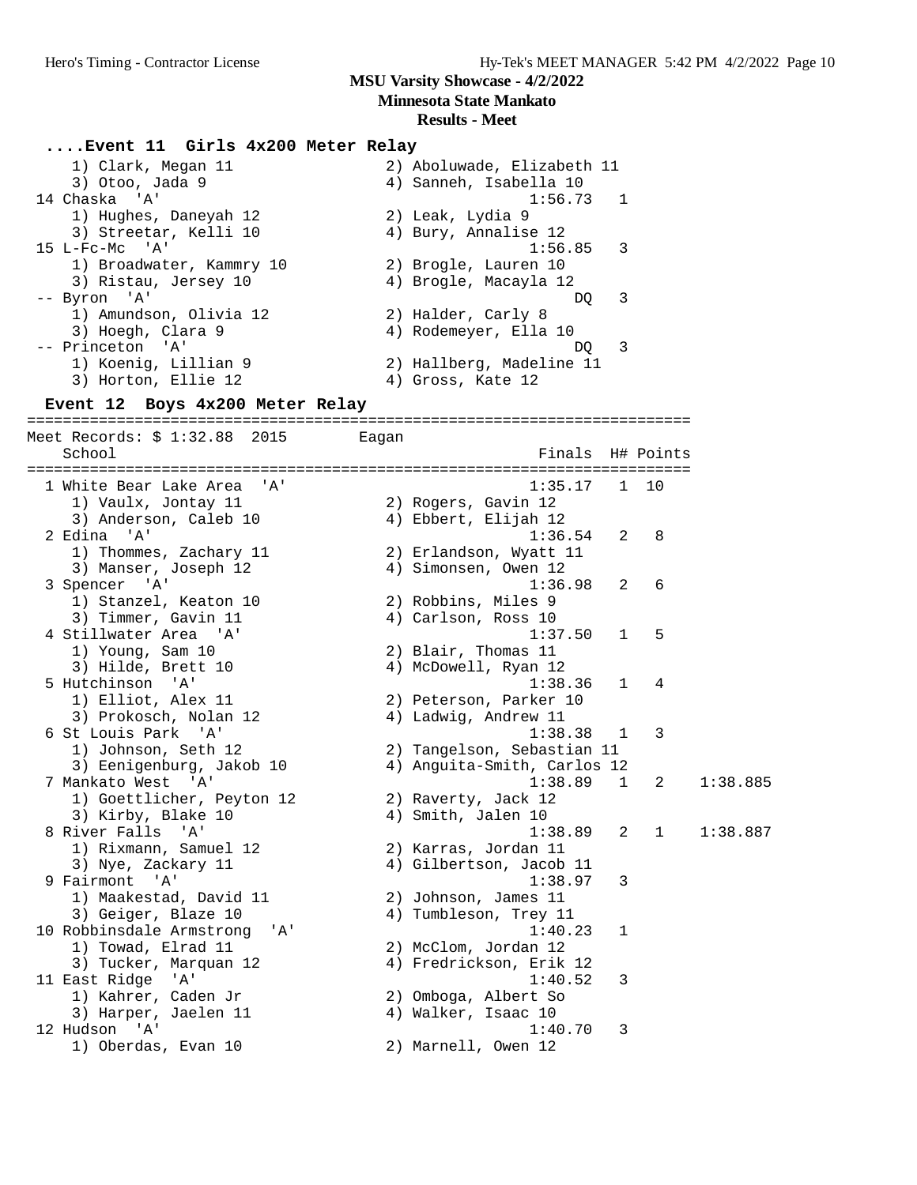**MSU Varsity Showcase - 4/2/2022**
**Minnesota State Mankato**
**Results - Meet**

### ....Event 11 Girls 4x200 Meter Relay

```
    1) Clark, Megan 11                2) Aboluwade, Elizabeth 11
    3) Otoo, Jada 9                   4) Sanneh, Isabella 10
 14 Chaska  'A'                                  1:56.73   1
    1) Hughes, Daneyah 12             2) Leak, Lydia 9
    3) Streetar, Kelli 10             4) Bury, Annalise 12
 15 L-Fc-Mc  'A'                                 1:56.85   3
    1) Broadwater, Kammry 10          2) Brogle, Lauren 10
    3) Ristau, Jersey 10              4) Brogle, Macayla 12
 -- Byron  'A'                                        DQ   3
    1) Amundson, Olivia 12            2) Halder, Carly 8
    3) Hoegh, Clara 9                 4) Rodemeyer, Ella 10
 -- Princeton  'A'                                    DQ   3
    1) Koenig, Lillian 9              2) Hallberg, Madeline 11
    3) Horton, Ellie 12               4) Gross, Kate 12
```

### Event 12 Boys 4x200 Meter Relay

```
=========================================================================
Meet Records: $ 1:32.88  2015        Eagan
   School                                        Finals  H# Points
=========================================================================
  1 White Bear Lake Area  'A'                    1:35.17   1  10
    1) Vaulx, Jontay 11               2) Rogers, Gavin 12
    3) Anderson, Caleb 10             4) Ebbert, Elijah 12
  2 Edina  'A'                                   1:36.54   2   8
    1) Thommes, Zachary 11            2) Erlandson, Wyatt 11
    3) Manser, Joseph 12              4) Simonsen, Owen 12
  3 Spencer  'A'                                 1:36.98   2   6
    1) Stanzel, Keaton 10             2) Robbins, Miles 9
    3) Timmer, Gavin 11               4) Carlson, Ross 10
  4 Stillwater Area  'A'                         1:37.50   1   5
    1) Young, Sam 10                  2) Blair, Thomas 11
    3) Hilde, Brett 10                4) McDowell, Ryan 12
  5 Hutchinson  'A'                              1:38.36   1   4
    1) Elliot, Alex 11                2) Peterson, Parker 10
    3) Prokosch, Nolan 12             4) Ladwig, Andrew 11
  6 St Louis Park  'A'                           1:38.38   1   3
    1) Johnson, Seth 12               2) Tangelson, Sebastian 11
    3) Eenigenburg, Jakob 10          4) Anguita-Smith, Carlos 12
  7 Mankato West  'A'                            1:38.89   1   2    1:38.885
    1) Goettlicher, Peyton 12         2) Raverty, Jack 12
    3) Kirby, Blake 10                4) Smith, Jalen 10
  8 River Falls  'A'                             1:38.89   2   1    1:38.887
    1) Rixmann, Samuel 12             2) Karras, Jordan 11
    3) Nye, Zackary 11                4) Gilbertson, Jacob 11
  9 Fairmont  'A'                                1:38.97   3
    1) Maakestad, David 11            2) Johnson, James 11
    3) Geiger, Blaze 10               4) Tumbleson, Trey 11
 10 Robbinsdale Armstrong  'A'                   1:40.23   1
    1) Towad, Elrad 11                2) McClom, Jordan 12
    3) Tucker, Marquan 12             4) Fredrickson, Erik 12
 11 East Ridge  'A'                              1:40.52   3
    1) Kahrer, Caden Jr               2) Omboga, Albert So
    3) Harper, Jaelen 11              4) Walker, Isaac 10
 12 Hudson  'A'                                  1:40.70   3
    1) Oberdas, Evan 10               2) Marnell, Owen 12
```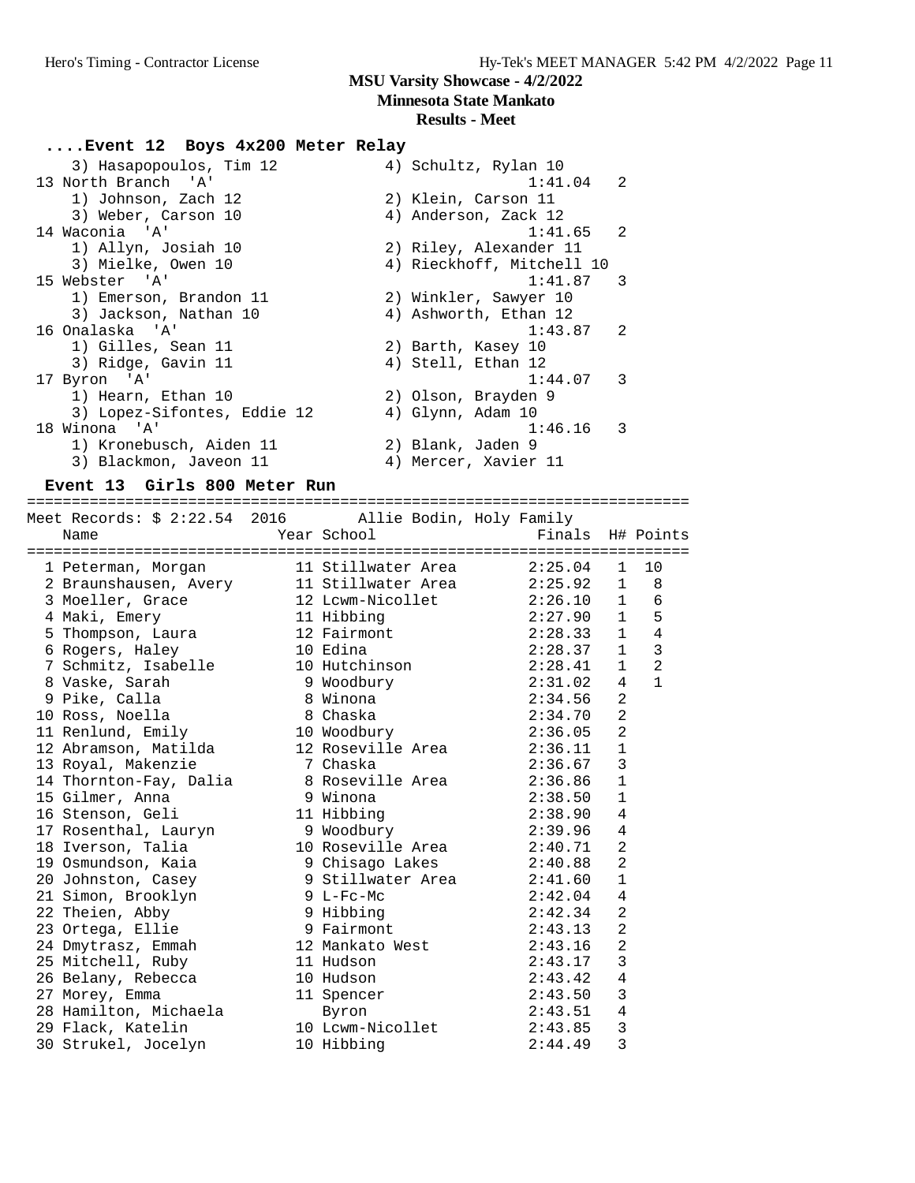MSU Varsity Showcase - 4/2/2022
Minnesota State Mankato
Results - Meet

### ....Event 12 Boys 4x200 Meter Relay

| Place | Team | Finals | H# |
|---|---|---|---|
| | 3) Hasapopoulos, Tim 12 | 4) Schultz, Rylan 10 | |
| 13 | North Branch 'A' | 1:41.04 | 2 |
| | 1) Johnson, Zach 12 | 2) Klein, Carson 11 | |
| | 3) Weber, Carson 10 | 4) Anderson, Zack 12 | |
| 14 | Waconia 'A' | 1:41.65 | 2 |
| | 1) Allyn, Josiah 10 | 2) Riley, Alexander 11 | |
| | 3) Mielke, Owen 10 | 4) Rieckhoff, Mitchell 10 | |
| 15 | Webster 'A' | 1:41.87 | 3 |
| | 1) Emerson, Brandon 11 | 2) Winkler, Sawyer 10 | |
| | 3) Jackson, Nathan 10 | 4) Ashworth, Ethan 12 | |
| 16 | Onalaska 'A' | 1:43.87 | 2 |
| | 1) Gilles, Sean 11 | 2) Barth, Kasey 10 | |
| | 3) Ridge, Gavin 11 | 4) Stell, Ethan 12 | |
| 17 | Byron 'A' | 1:44.07 | 3 |
| | 1) Hearn, Ethan 10 | 2) Olson, Brayden 9 | |
| | 3) Lopez-Sifontes, Eddie 12 | 4) Glynn, Adam 10 | |
| 18 | Winona 'A' | 1:46.16 | 3 |
| | 1) Kronebusch, Aiden 11 | 2) Blank, Jaden 9 | |
| | 3) Blackmon, Javeon 11 | 4) Mercer, Xavier 11 | |

### Event 13 Girls 800 Meter Run

Meet Records: $ 2:22.54 2016 Allie Bodin, Holy Family

| Place | Name | Year | School | Finals | H# | Points |
|---|---|---|---|---|---|---|
| 1 | Peterman, Morgan | 11 | Stillwater Area | 2:25.04 | 1 | 10 |
| 2 | Braunshausen, Avery | 11 | Stillwater Area | 2:25.92 | 1 | 8 |
| 3 | Moeller, Grace | 12 | Lcwm-Nicollet | 2:26.10 | 1 | 6 |
| 4 | Maki, Emery | 11 | Hibbing | 2:27.90 | 1 | 5 |
| 5 | Thompson, Laura | 12 | Fairmont | 2:28.33 | 1 | 4 |
| 6 | Rogers, Haley | 10 | Edina | 2:28.37 | 1 | 3 |
| 7 | Schmitz, Isabelle | 10 | Hutchinson | 2:28.41 | 1 | 2 |
| 8 | Vaske, Sarah | 9 | Woodbury | 2:31.02 | 4 | 1 |
| 9 | Pike, Calla | 8 | Winona | 2:34.56 | 2 | |
| 10 | Ross, Noella | 8 | Chaska | 2:34.70 | 2 | |
| 11 | Renlund, Emily | 10 | Woodbury | 2:36.05 | 2 | |
| 12 | Abramson, Matilda | 12 | Roseville Area | 2:36.11 | 1 | |
| 13 | Royal, Makenzie | 7 | Chaska | 2:36.67 | 3 | |
| 14 | Thornton-Fay, Dalia | 8 | Roseville Area | 2:36.86 | 1 | |
| 15 | Gilmer, Anna | 9 | Winona | 2:38.50 | 1 | |
| 16 | Stenson, Geli | 11 | Hibbing | 2:38.90 | 4 | |
| 17 | Rosenthal, Lauryn | 9 | Woodbury | 2:39.96 | 4 | |
| 18 | Iverson, Talia | 10 | Roseville Area | 2:40.71 | 2 | |
| 19 | Osmundson, Kaia | 9 | Chisago Lakes | 2:40.88 | 2 | |
| 20 | Johnston, Casey | 9 | Stillwater Area | 2:41.60 | 1 | |
| 21 | Simon, Brooklyn | 9 | L-Fc-Mc | 2:42.04 | 4 | |
| 22 | Theien, Abby | 9 | Hibbing | 2:42.34 | 2 | |
| 23 | Ortega, Ellie | 9 | Fairmont | 2:43.13 | 2 | |
| 24 | Dmytrasz, Emmah | 12 | Mankato West | 2:43.16 | 2 | |
| 25 | Mitchell, Ruby | 11 | Hudson | 2:43.17 | 3 | |
| 26 | Belany, Rebecca | 10 | Hudson | 2:43.42 | 4 | |
| 27 | Morey, Emma | 11 | Spencer | 2:43.50 | 3 | |
| 28 | Hamilton, Michaela | | Byron | 2:43.51 | 4 | |
| 29 | Flack, Katelin | 10 | Lcwm-Nicollet | 2:43.85 | 3 | |
| 30 | Strukel, Jocelyn | 10 | Hibbing | 2:44.49 | 3 | |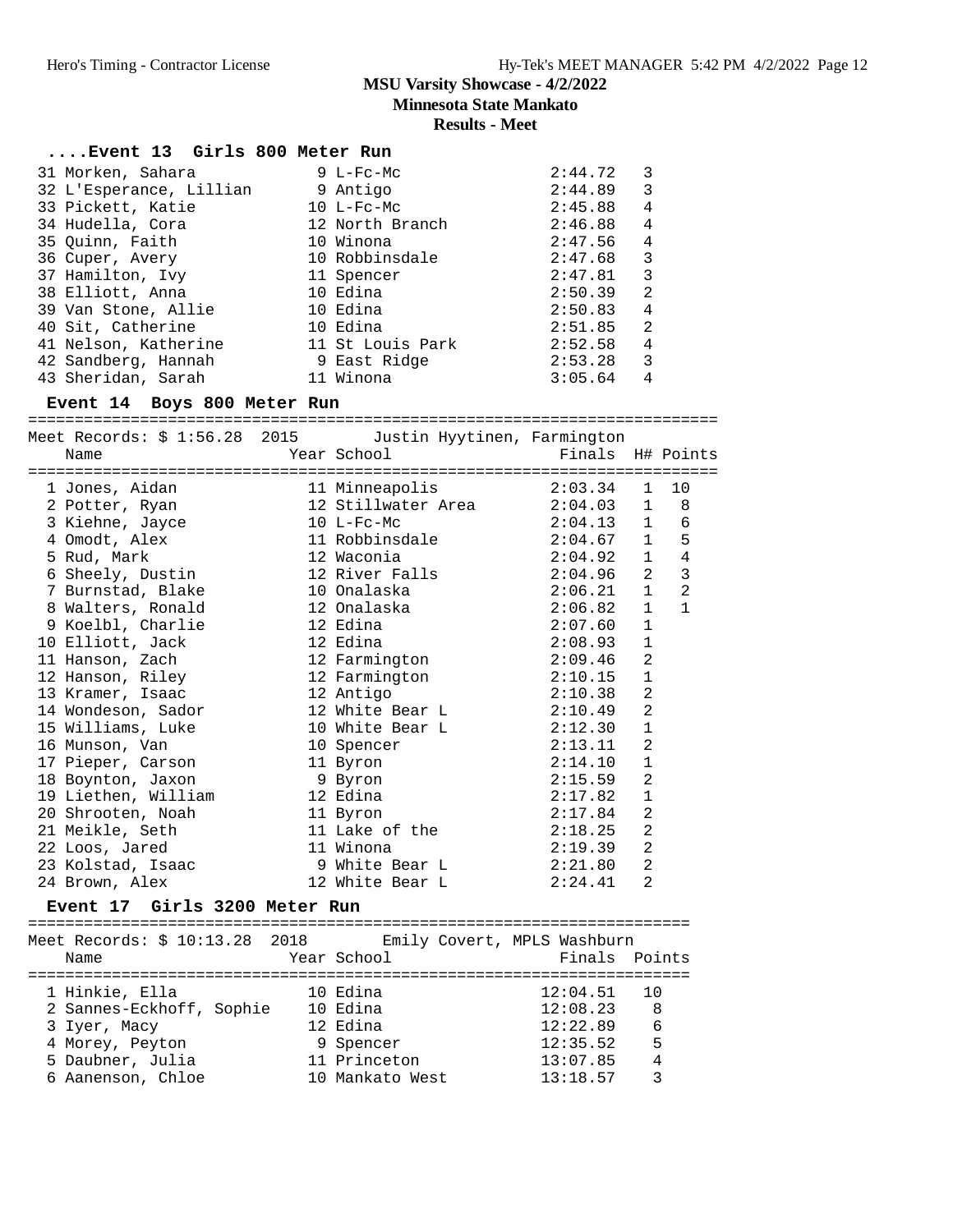## MSU Varsity Showcase - 4/2/2022

### Minnesota State Mankato

### Results - Meet

#### ....Event 13 Girls 800 Meter Run

| Place | Name | Year | School | Finals | H# |
|---|---|---|---|---|---|
| 31 | Morken, Sahara | 9 | L-Fc-Mc | 2:44.72 | 3 |
| 32 | L'Esperance, Lillian | 9 | Antigo | 2:44.89 | 3 |
| 33 | Pickett, Katie | 10 | L-Fc-Mc | 2:45.88 | 4 |
| 34 | Hudella, Cora | 12 | North Branch | 2:46.88 | 4 |
| 35 | Quinn, Faith | 10 | Winona | 2:47.56 | 4 |
| 36 | Cuper, Avery | 10 | Robbinsdale | 2:47.68 | 3 |
| 37 | Hamilton, Ivy | 11 | Spencer | 2:47.81 | 3 |
| 38 | Elliott, Anna | 10 | Edina | 2:50.39 | 2 |
| 39 | Van Stone, Allie | 10 | Edina | 2:50.83 | 4 |
| 40 | Sit, Catherine | 10 | Edina | 2:51.85 | 2 |
| 41 | Nelson, Katherine | 11 | St Louis Park | 2:52.58 | 4 |
| 42 | Sandberg, Hannah | 9 | East Ridge | 2:53.28 | 3 |
| 43 | Sheridan, Sarah | 11 | Winona | 3:05.64 | 4 |

#### Event 14 Boys 800 Meter Run

Meet Records: $ 1:56.28 2015 Justin Hyytinen, Farmington

| Place | Name | Year | School | Finals | H# | Points |
|---|---|---|---|---|---|---|
| 1 | Jones, Aidan | 11 | Minneapolis | 2:03.34 | 1 | 10 |
| 2 | Potter, Ryan | 12 | Stillwater Area | 2:04.03 | 1 | 8 |
| 3 | Kiehne, Jayce | 10 | L-Fc-Mc | 2:04.13 | 1 | 6 |
| 4 | Omodt, Alex | 11 | Robbinsdale | 2:04.67 | 1 | 5 |
| 5 | Rud, Mark | 12 | Waconia | 2:04.92 | 1 | 4 |
| 6 | Sheely, Dustin | 12 | River Falls | 2:04.96 | 2 | 3 |
| 7 | Burnstad, Blake | 10 | Onalaska | 2:06.21 | 1 | 2 |
| 8 | Walters, Ronald | 12 | Onalaska | 2:06.82 | 1 | 1 |
| 9 | Koelbl, Charlie | 12 | Edina | 2:07.60 | 1 | |
| 10 | Elliott, Jack | 12 | Edina | 2:08.93 | 1 | |
| 11 | Hanson, Zach | 12 | Farmington | 2:09.46 | 2 | |
| 12 | Hanson, Riley | 12 | Farmington | 2:10.15 | 1 | |
| 13 | Kramer, Isaac | 12 | Antigo | 2:10.38 | 2 | |
| 14 | Wondeson, Sador | 12 | White Bear L | 2:10.49 | 2 | |
| 15 | Williams, Luke | 10 | White Bear L | 2:12.30 | 1 | |
| 16 | Munson, Van | 10 | Spencer | 2:13.11 | 2 | |
| 17 | Pieper, Carson | 11 | Byron | 2:14.10 | 1 | |
| 18 | Boynton, Jaxon | 9 | Byron | 2:15.59 | 2 | |
| 19 | Liethen, William | 12 | Edina | 2:17.82 | 1 | |
| 20 | Shrooten, Noah | 11 | Byron | 2:17.84 | 2 | |
| 21 | Meikle, Seth | 11 | Lake of the | 2:18.25 | 2 | |
| 22 | Loos, Jared | 11 | Winona | 2:19.39 | 2 | |
| 23 | Kolstad, Isaac | 9 | White Bear L | 2:21.80 | 2 | |
| 24 | Brown, Alex | 12 | White Bear L | 2:24.41 | 2 | |

#### Event 17 Girls 3200 Meter Run

Meet Records: $ 10:13.28 2018 Emily Covert, MPLS Washburn

| Place | Name | Year | School | Finals | Points |
|---|---|---|---|---|---|
| 1 | Hinkie, Ella | 10 | Edina | 12:04.51 | 10 |
| 2 | Sannes-Eckhoff, Sophie | 10 | Edina | 12:08.23 | 8 |
| 3 | Iyer, Macy | 12 | Edina | 12:22.89 | 6 |
| 4 | Morey, Peyton | 9 | Spencer | 12:35.52 | 5 |
| 5 | Daubner, Julia | 11 | Princeton | 13:07.85 | 4 |
| 6 | Aanenson, Chloe | 10 | Mankato West | 13:18.57 | 3 |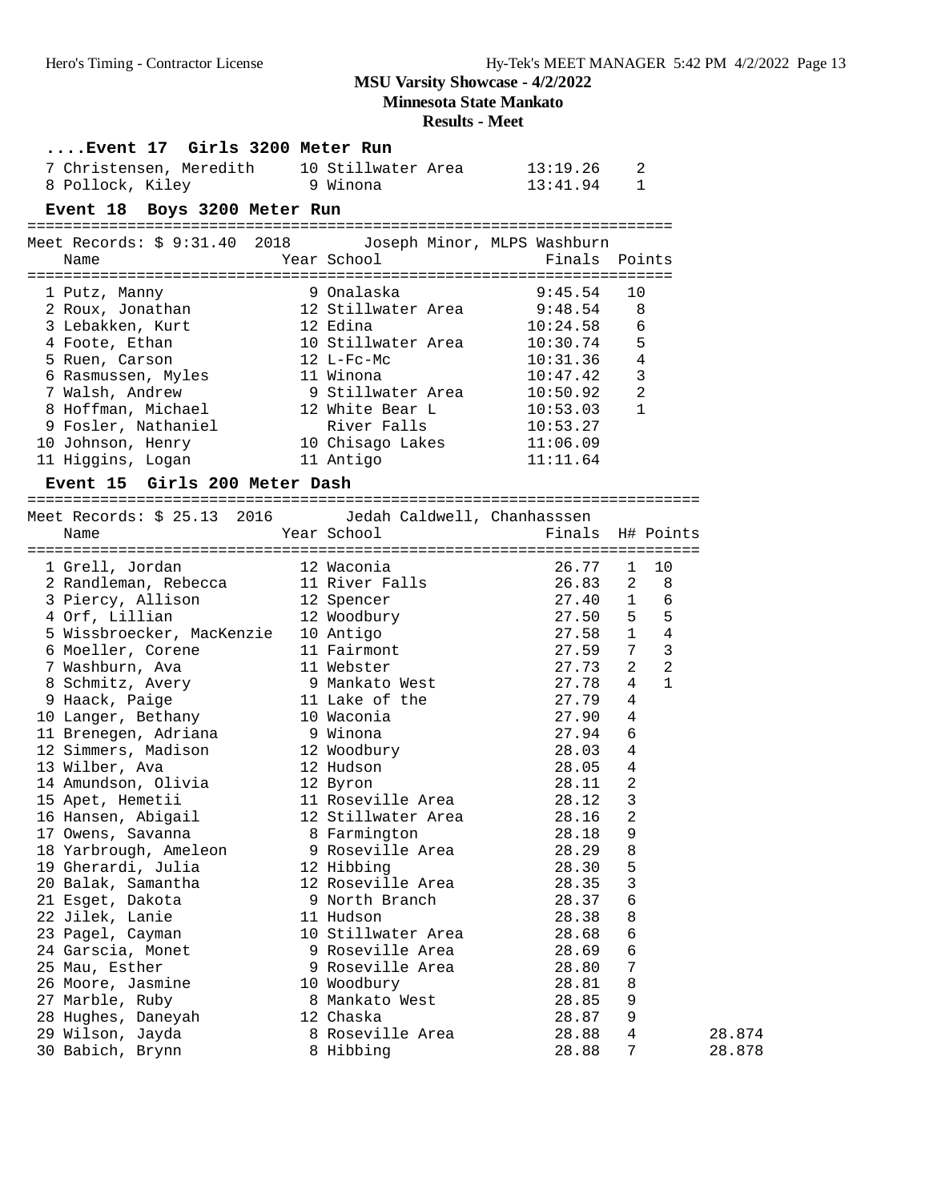**MSU Varsity Showcase - 4/2/2022**
**Minnesota State Mankato**
**Results - Meet**

### ....Event 17 Girls 3200 Meter Run

| Place | Name | Year | School | Finals | Points |
|---|---|---|---|---|---|
| 7 | Christensen, Meredith | 10 | Stillwater Area | 13:19.26 | 2 |
| 8 | Pollock, Kiley | 9 | Winona | 13:41.94 | 1 |

### Event 18 Boys 3200 Meter Run

Meet Records: $ 9:31.40 2018 Joseph Minor, MLPS Washburn

| Place | Name | Year | School | Finals | Points |
|---|---|---|---|---|---|
| 1 | Putz, Manny | 9 | Onalaska | 9:45.54 | 10 |
| 2 | Roux, Jonathan | 12 | Stillwater Area | 9:48.54 | 8 |
| 3 | Lebakken, Kurt | 12 | Edina | 10:24.58 | 6 |
| 4 | Foote, Ethan | 10 | Stillwater Area | 10:30.74 | 5 |
| 5 | Ruen, Carson | 12 | L-Fc-Mc | 10:31.36 | 4 |
| 6 | Rasmussen, Myles | 11 | Winona | 10:47.42 | 3 |
| 7 | Walsh, Andrew | 9 | Stillwater Area | 10:50.92 | 2 |
| 8 | Hoffman, Michael | 12 | White Bear L | 10:53.03 | 1 |
| 9 | Fosler, Nathaniel | | River Falls | 10:53.27 | |
| 10 | Johnson, Henry | 10 | Chisago Lakes | 11:06.09 | |
| 11 | Higgins, Logan | 11 | Antigo | 11:11.64 | |

### Event 15 Girls 200 Meter Dash

Meet Records: $ 25.13 2016 Jedah Caldwell, Chanhasssen

| Place | Name | Year | School | Finals | H# | Points | |
|---|---|---|---|---|---|---|---|
| 1 | Grell, Jordan | 12 | Waconia | 26.77 | 1 | 10 | |
| 2 | Randleman, Rebecca | 11 | River Falls | 26.83 | 2 | 8 | |
| 3 | Piercy, Allison | 12 | Spencer | 27.40 | 1 | 6 | |
| 4 | Orf, Lillian | 12 | Woodbury | 27.50 | 5 | 5 | |
| 5 | Wissbroecker, MacKenzie | 10 | Antigo | 27.58 | 1 | 4 | |
| 6 | Moeller, Corene | 11 | Fairmont | 27.59 | 7 | 3 | |
| 7 | Washburn, Ava | 11 | Webster | 27.73 | 2 | 2 | |
| 8 | Schmitz, Avery | 9 | Mankato West | 27.78 | 4 | 1 | |
| 9 | Haack, Paige | 11 | Lake of the | 27.79 | 4 | | |
| 10 | Langer, Bethany | 10 | Waconia | 27.90 | 4 | | |
| 11 | Brenegen, Adriana | 9 | Winona | 27.94 | 6 | | |
| 12 | Simmers, Madison | 12 | Woodbury | 28.03 | 4 | | |
| 13 | Wilber, Ava | 12 | Hudson | 28.05 | 4 | | |
| 14 | Amundson, Olivia | 12 | Byron | 28.11 | 2 | | |
| 15 | Apet, Hemetii | 11 | Roseville Area | 28.12 | 3 | | |
| 16 | Hansen, Abigail | 12 | Stillwater Area | 28.16 | 2 | | |
| 17 | Owens, Savanna | 8 | Farmington | 28.18 | 9 | | |
| 18 | Yarbrough, Ameleon | 9 | Roseville Area | 28.29 | 8 | | |
| 19 | Gherardi, Julia | 12 | Hibbing | 28.30 | 5 | | |
| 20 | Balak, Samantha | 12 | Roseville Area | 28.35 | 3 | | |
| 21 | Esget, Dakota | 9 | North Branch | 28.37 | 6 | | |
| 22 | Jilek, Lanie | 11 | Hudson | 28.38 | 8 | | |
| 23 | Pagel, Cayman | 10 | Stillwater Area | 28.68 | 6 | | |
| 24 | Garscia, Monet | 9 | Roseville Area | 28.69 | 6 | | |
| 25 | Mau, Esther | 9 | Roseville Area | 28.80 | 7 | | |
| 26 | Moore, Jasmine | 10 | Woodbury | 28.81 | 8 | | |
| 27 | Marble, Ruby | 8 | Mankato West | 28.85 | 9 | | |
| 28 | Hughes, Daneyah | 12 | Chaska | 28.87 | 9 | | |
| 29 | Wilson, Jayda | 8 | Roseville Area | 28.88 | 4 | | 28.874 |
| 30 | Babich, Brynn | 8 | Hibbing | 28.88 | 7 | | 28.878 |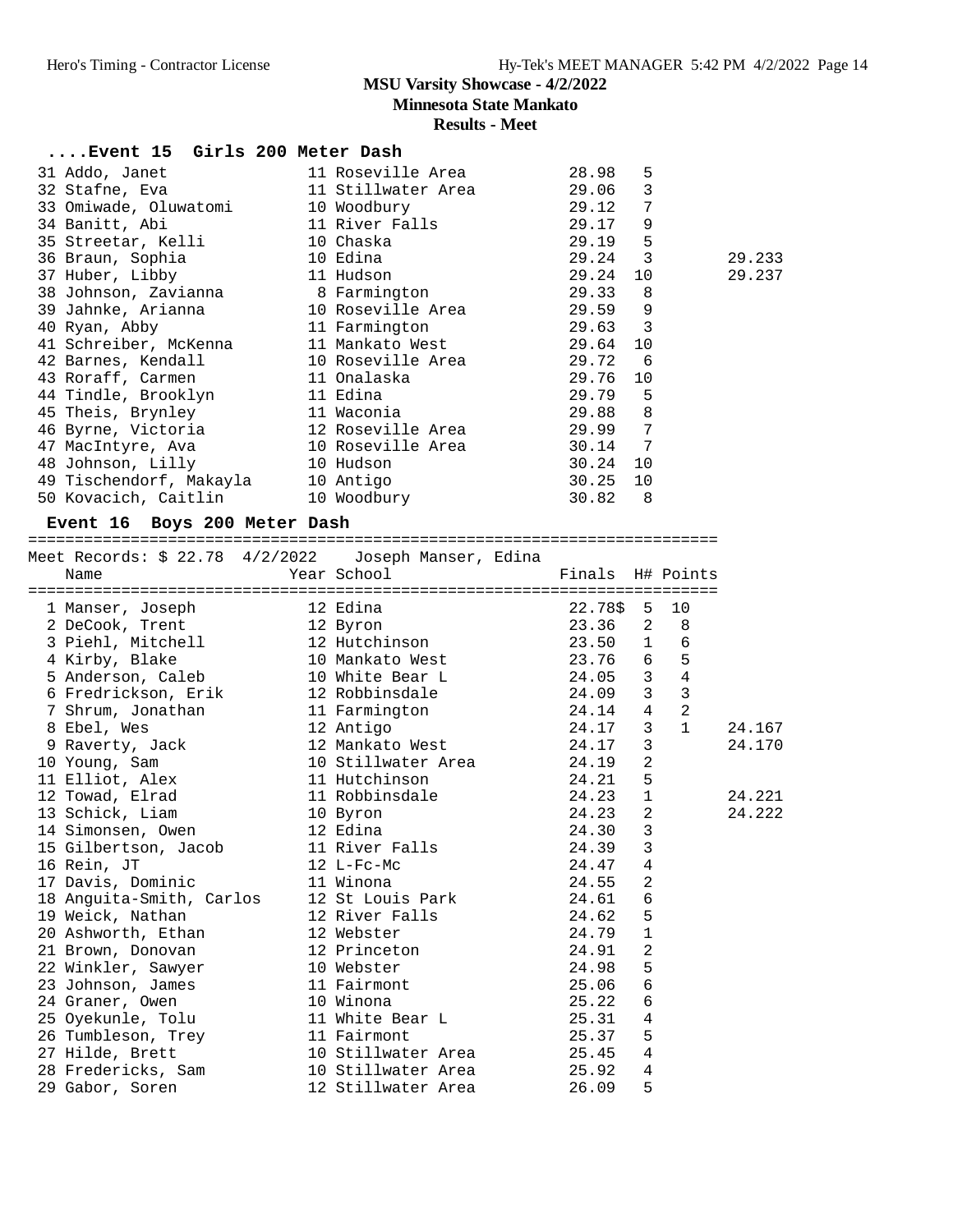## MSU Varsity Showcase - 4/2/2022

**Minnesota State Mankato**

**Results - Meet**

### ....Event 15 Girls 200 Meter Dash

| Place | Name | Year | School | Finals | H# | Points | |
|---|---|---|---|---|---|---|---|
| 31 | Addo, Janet | 11 | Roseville Area | 28.98 | 5 | | |
| 32 | Stafne, Eva | 11 | Stillwater Area | 29.06 | 3 | | |
| 33 | Omiwade, Oluwatomi | 10 | Woodbury | 29.12 | 7 | | |
| 34 | Banitt, Abi | 11 | River Falls | 29.17 | 9 | | |
| 35 | Streetar, Kelli | 10 | Chaska | 29.19 | 5 | | |
| 36 | Braun, Sophia | 10 | Edina | 29.24 | 3 | | 29.233 |
| 37 | Huber, Libby | 11 | Hudson | 29.24 | 10 | | 29.237 |
| 38 | Johnson, Zavianna | 8 | Farmington | 29.33 | 8 | | |
| 39 | Jahnke, Arianna | 10 | Roseville Area | 29.59 | 9 | | |
| 40 | Ryan, Abby | 11 | Farmington | 29.63 | 3 | | |
| 41 | Schreiber, McKenna | 11 | Mankato West | 29.64 | 10 | | |
| 42 | Barnes, Kendall | 10 | Roseville Area | 29.72 | 6 | | |
| 43 | Roraff, Carmen | 11 | Onalaska | 29.76 | 10 | | |
| 44 | Tindle, Brooklyn | 11 | Edina | 29.79 | 5 | | |
| 45 | Theis, Brynley | 11 | Waconia | 29.88 | 8 | | |
| 46 | Byrne, Victoria | 12 | Roseville Area | 29.99 | 7 | | |
| 47 | MacIntyre, Ava | 10 | Roseville Area | 30.14 | 7 | | |
| 48 | Johnson, Lilly | 10 | Hudson | 30.24 | 10 | | |
| 49 | Tischendorf, Makayla | 10 | Antigo | 30.25 | 10 | | |
| 50 | Kovacich, Caitlin | 10 | Woodbury | 30.82 | 8 | | |

### Event 16 Boys 200 Meter Dash

Meet Records: $ 22.78 4/2/2022 Joseph Manser, Edina

| Place | Name | Year | School | Finals | H# | Points | |
|---|---|---|---|---|---|---|---|
| 1 | Manser, Joseph | 12 | Edina | 22.78$ | 5 | 10 | |
| 2 | DeCook, Trent | 12 | Byron | 23.36 | 2 | 8 | |
| 3 | Piehl, Mitchell | 12 | Hutchinson | 23.50 | 1 | 6 | |
| 4 | Kirby, Blake | 10 | Mankato West | 23.76 | 6 | 5 | |
| 5 | Anderson, Caleb | 10 | White Bear L | 24.05 | 3 | 4 | |
| 6 | Fredrickson, Erik | 12 | Robbinsdale | 24.09 | 3 | 3 | |
| 7 | Shrum, Jonathan | 11 | Farmington | 24.14 | 4 | 2 | |
| 8 | Ebel, Wes | 12 | Antigo | 24.17 | 3 | 1 | 24.167 |
| 9 | Raverty, Jack | 12 | Mankato West | 24.17 | 3 | | 24.170 |
| 10 | Young, Sam | 10 | Stillwater Area | 24.19 | 2 | | |
| 11 | Elliot, Alex | 11 | Hutchinson | 24.21 | 5 | | |
| 12 | Towad, Elrad | 11 | Robbinsdale | 24.23 | 1 | | 24.221 |
| 13 | Schick, Liam | 10 | Byron | 24.23 | 2 | | 24.222 |
| 14 | Simonsen, Owen | 12 | Edina | 24.30 | 3 | | |
| 15 | Gilbertson, Jacob | 11 | River Falls | 24.39 | 3 | | |
| 16 | Rein, JT | 12 | L-Fc-Mc | 24.47 | 4 | | |
| 17 | Davis, Dominic | 11 | Winona | 24.55 | 2 | | |
| 18 | Anguita-Smith, Carlos | 12 | St Louis Park | 24.61 | 6 | | |
| 19 | Weick, Nathan | 12 | River Falls | 24.62 | 5 | | |
| 20 | Ashworth, Ethan | 12 | Webster | 24.79 | 1 | | |
| 21 | Brown, Donovan | 12 | Princeton | 24.91 | 2 | | |
| 22 | Winkler, Sawyer | 10 | Webster | 24.98 | 5 | | |
| 23 | Johnson, James | 11 | Fairmont | 25.06 | 6 | | |
| 24 | Graner, Owen | 10 | Winona | 25.22 | 6 | | |
| 25 | Oyekunle, Tolu | 11 | White Bear L | 25.31 | 4 | | |
| 26 | Tumbleson, Trey | 11 | Fairmont | 25.37 | 5 | | |
| 27 | Hilde, Brett | 10 | Stillwater Area | 25.45 | 4 | | |
| 28 | Fredericks, Sam | 10 | Stillwater Area | 25.92 | 4 | | |
| 29 | Gabor, Soren | 12 | Stillwater Area | 26.09 | 5 | | |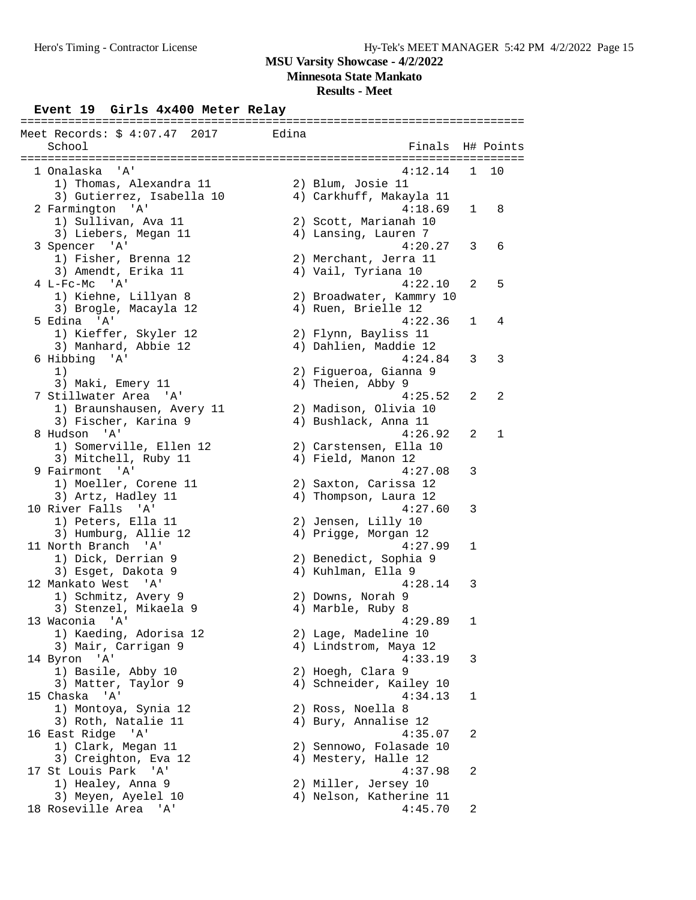**MSU Varsity Showcase - 4/2/2022**
**Minnesota State Mankato**
**Results - Meet**

### Event 19 Girls 4x400 Meter Relay

Meet Records: $ 4:07.47 2017 Edina

| Place | School | Finals | H# | Points |
|---|---|---|---|---|
| 1 | Onalaska 'A' | 4:12.14 | 1 | 10 |
| | 1) Thomas, Alexandra 11; 2) Blum, Josie 11; 3) Gutierrez, Isabella 10; 4) Carkhuff, Makayla 11 | | | |
| 2 | Farmington 'A' | 4:18.69 | 1 | 8 |
| | 1) Sullivan, Ava 11; 2) Scott, Marianah 10; 3) Liebers, Megan 11; 4) Lansing, Lauren 7 | | | |
| 3 | Spencer 'A' | 4:20.27 | 3 | 6 |
| | 1) Fisher, Brenna 12; 2) Merchant, Jerra 11; 3) Amendt, Erika 11; 4) Vail, Tyriana 10 | | | |
| 4 | L-Fc-Mc 'A' | 4:22.10 | 2 | 5 |
| | 1) Kiehne, Lillyan 8; 2) Broadwater, Kammry 10; 3) Brogle, Macayla 12; 4) Ruen, Brielle 12 | | | |
| 5 | Edina 'A' | 4:22.36 | 1 | 4 |
| | 1) Kieffer, Skyler 12; 2) Flynn, Bayliss 11; 3) Manhard, Abbie 12; 4) Dahlien, Maddie 12 | | | |
| 6 | Hibbing 'A' | 4:24.84 | 3 | 3 |
| | 1); 2) Figueroa, Gianna 9; 3) Maki, Emery 11; 4) Theien, Abby 9 | | | |
| 7 | Stillwater Area 'A' | 4:25.52 | 2 | 2 |
| | 1) Braunshausen, Avery 11; 2) Madison, Olivia 10; 3) Fischer, Karina 9; 4) Bushlack, Anna 11 | | | |
| 8 | Hudson 'A' | 4:26.92 | 2 | 1 |
| | 1) Somerville, Ellen 12; 2) Carstensen, Ella 10; 3) Mitchell, Ruby 11; 4) Field, Manon 12 | | | |
| 9 | Fairmont 'A' | 4:27.08 | 3 | |
| | 1) Moeller, Corene 11; 2) Saxton, Carissa 12; 3) Artz, Hadley 11; 4) Thompson, Laura 12 | | | |
| 10 | River Falls 'A' | 4:27.60 | 3 | |
| | 1) Peters, Ella 11; 2) Jensen, Lilly 10; 3) Humburg, Allie 12; 4) Prigge, Morgan 12 | | | |
| 11 | North Branch 'A' | 4:27.99 | 1 | |
| | 1) Dick, Derrian 9; 2) Benedict, Sophia 9; 3) Esget, Dakota 9; 4) Kuhlman, Ella 9 | | | |
| 12 | Mankato West 'A' | 4:28.14 | 3 | |
| | 1) Schmitz, Avery 9; 2) Downs, Norah 9; 3) Stenzel, Mikaela 9; 4) Marble, Ruby 8 | | | |
| 13 | Waconia 'A' | 4:29.89 | 1 | |
| | 1) Kaeding, Adorisa 12; 2) Lage, Madeline 10; 3) Mair, Carrigan 9; 4) Lindstrom, Maya 12 | | | |
| 14 | Byron 'A' | 4:33.19 | 3 | |
| | 1) Basile, Abby 10; 2) Hoegh, Clara 9; 3) Matter, Taylor 9; 4) Schneider, Kailey 10 | | | |
| 15 | Chaska 'A' | 4:34.13 | 1 | |
| | 1) Montoya, Synia 12; 2) Ross, Noella 8; 3) Roth, Natalie 11; 4) Bury, Annalise 12 | | | |
| 16 | East Ridge 'A' | 4:35.07 | 2 | |
| | 1) Clark, Megan 11; 2) Sennowo, Folasade 10; 3) Creighton, Eva 12; 4) Mestery, Halle 12 | | | |
| 17 | St Louis Park 'A' | 4:37.98 | 2 | |
| | 1) Healey, Anna 9; 2) Miller, Jersey 10; 3) Meyen, Ayelel 10; 4) Nelson, Katherine 11 | | | |
| 18 | Roseville Area 'A' | 4:45.70 | 2 | |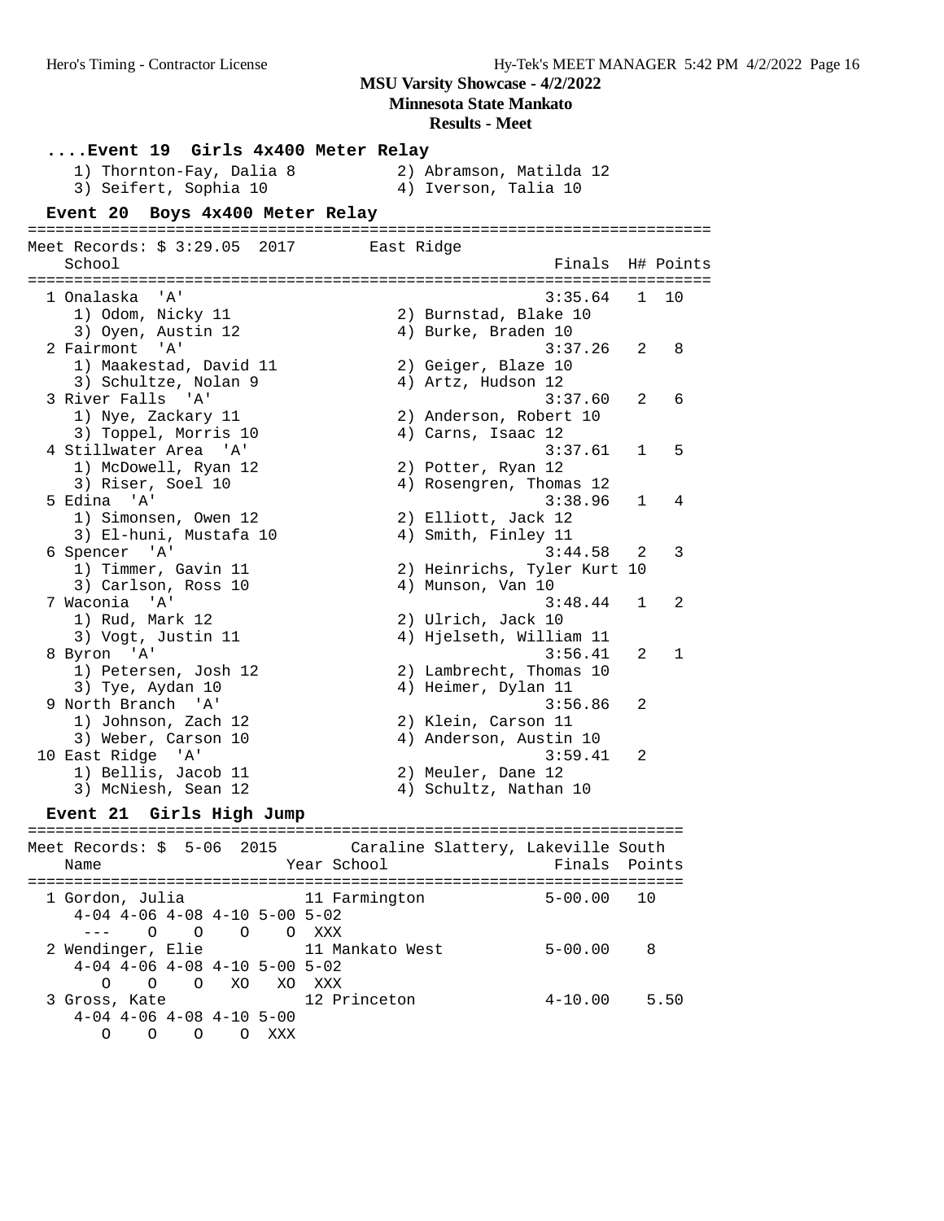MSU Varsity Showcase - 4/2/2022
Minnesota State Mankato
Results - Meet

```
....Event 19  Girls 4x400 Meter Relay
    1) Thornton-Fay, Dalia 8          2) Abramson, Matilda 12
    3) Seifert, Sophia 10             4) Iverson, Talia 10

Event 20  Boys 4x400 Meter Relay
========================================================================
Meet Records: $ 3:29.05  2017       East Ridge
    School                                            Finals  H# Points
========================================================================
  1 Onalaska  'A'                                    3:35.64   1  10
     1) Odom, Nicky 11                 2) Burnstad, Blake 10
     3) Oyen, Austin 12                4) Burke, Braden 10
  2 Fairmont  'A'                                    3:37.26   2   8
     1) Maakestad, David 11            2) Geiger, Blaze 10
     3) Schultze, Nolan 9              4) Artz, Hudson 12
  3 River Falls  'A'                                 3:37.60   2   6
     1) Nye, Zackary 11                2) Anderson, Robert 10
     3) Toppel, Morris 10              4) Carns, Isaac 12
  4 Stillwater Area  'A'                             3:37.61   1   5
     1) McDowell, Ryan 12              2) Potter, Ryan 12
     3) Riser, Soel 10                 4) Rosengren, Thomas 12
  5 Edina  'A'                                       3:38.96   1   4
     1) Simonsen, Owen 12              2) Elliott, Jack 12
     3) El-huni, Mustafa 10            4) Smith, Finley 11
  6 Spencer  'A'                                     3:44.58   2   3
     1) Timmer, Gavin 11               2) Heinrichs, Tyler Kurt 10
     3) Carlson, Ross 10               4) Munson, Van 10
  7 Waconia  'A'                                     3:48.44   1   2
     1) Rud, Mark 12                   2) Ulrich, Jack 10
     3) Vogt, Justin 11                4) Hjelseth, William 11
  8 Byron  'A'                                       3:56.41   2   1
     1) Petersen, Josh 12              2) Lambrecht, Thomas 10
     3) Tye, Aydan 10                  4) Heimer, Dylan 11
  9 North Branch  'A'                                3:56.86   2
     1) Johnson, Zach 12               2) Klein, Carson 11
     3) Weber, Carson 10               4) Anderson, Austin 10
 10 East Ridge  'A'                                  3:59.41   2
     1) Bellis, Jacob 11               2) Meuler, Dane 12
     3) McNiesh, Sean 12               4) Schultz, Nathan 10

Event 21  Girls High Jump
=====================================================================
Meet Records: $  5-06  2015       Caraline Slattery, Lakeville South
    Name                    Year School                Finals  Points
=====================================================================
  1 Gordon, Julia             11 Farmington            5-00.00   10
     4-04 4-06 4-08 4-10 5-00 5-02
      ---    O    O    O    O  XXX
  2 Wendinger, Elie           11 Mankato West          5-00.00    8
     4-04 4-06 4-08 4-10 5-00 5-02
       O    O    O   XO   XO  XXX
  3 Gross, Kate               12 Princeton             4-10.00    5.50
     4-04 4-06 4-08 4-10 5-00
       O    O    O    O  XXX
```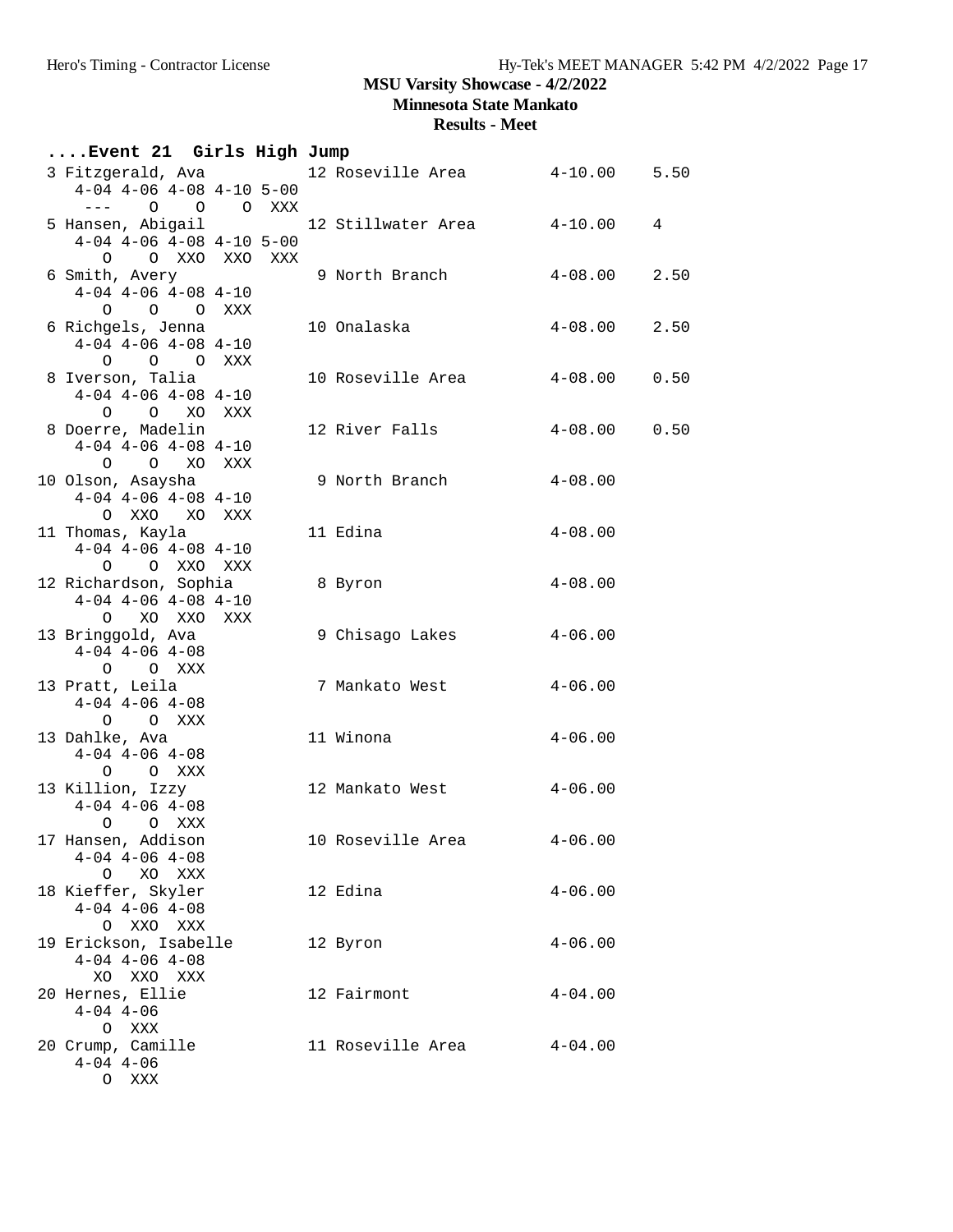**MSU Varsity Showcase - 4/2/2022**

**Minnesota State Mankato**

**Results - Meet**

```
....Event 21  Girls High Jump
  3 Fitzgerald, Ava          12 Roseville Area        4-10.00    5.50
     4-04 4-06 4-08 4-10 5-00
      ---    O    O    O  XXX
  5 Hansen, Abigail          12 Stillwater Area       4-10.00    4
     4-04 4-06 4-08 4-10 5-00
       O    O  XXO  XXO  XXX
  6 Smith, Avery              9 North Branch          4-08.00    2.50
     4-04 4-06 4-08 4-10
       O    O    O  XXX
  6 Richgels, Jenna          10 Onalaska              4-08.00    2.50
     4-04 4-06 4-08 4-10
       O    O    O  XXX
  8 Iverson, Talia           10 Roseville Area        4-08.00    0.50
     4-04 4-06 4-08 4-10
       O    O   XO  XXX
  8 Doerre, Madelin          12 River Falls           4-08.00    0.50
     4-04 4-06 4-08 4-10
       O    O   XO  XXX
 10 Olson, Asaysha            9 North Branch          4-08.00
     4-04 4-06 4-08 4-10
       O  XXO   XO  XXX
 11 Thomas, Kayla            11 Edina                 4-08.00
     4-04 4-06 4-08 4-10
       O    O  XXO  XXX
 12 Richardson, Sophia        8 Byron                 4-08.00
     4-04 4-06 4-08 4-10
       O   XO  XXO  XXX
 13 Bringgold, Ava            9 Chisago Lakes         4-06.00
     4-04 4-06 4-08
       O    O  XXX
 13 Pratt, Leila              7 Mankato West          4-06.00
     4-04 4-06 4-08
       O    O  XXX
 13 Dahlke, Ava              11 Winona                4-06.00
     4-04 4-06 4-08
       O    O  XXX
 13 Killion, Izzy            12 Mankato West          4-06.00
     4-04 4-06 4-08
       O    O  XXX
 17 Hansen, Addison          10 Roseville Area        4-06.00
     4-04 4-06 4-08
       O   XO  XXX
 18 Kieffer, Skyler          12 Edina                 4-06.00
     4-04 4-06 4-08
       O  XXO  XXX
 19 Erickson, Isabelle       12 Byron                 4-06.00
     4-04 4-06 4-08
      XO  XXO  XXX
 20 Hernes, Ellie            12 Fairmont              4-04.00
     4-04 4-06
       O  XXX
 20 Crump, Camille           11 Roseville Area        4-04.00
     4-04 4-06
       O  XXX
```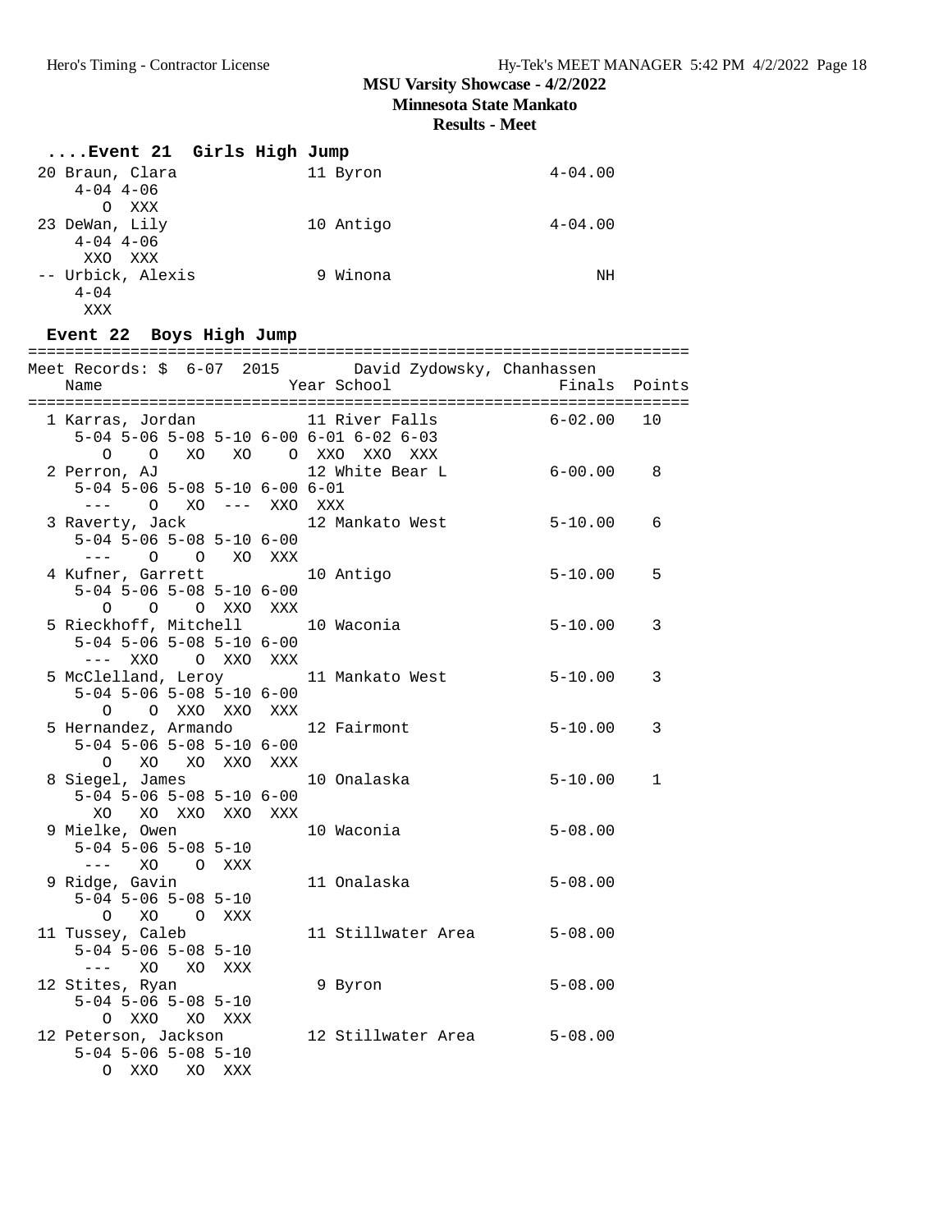# MSU Varsity Showcase - 4/2/2022

## Minnesota State Mankato

### Results - Meet

#### ....Event 21 Girls High Jump

```
 20 Braun, Clara              11 Byron                  4-04.00
    4-04 4-06
       O  XXX
 23 DeWan, Lily               10 Antigo                 4-04.00
    4-04 4-06
     XXO  XXX
 -- Urbick, Alexis             9 Winona                      NH
    4-04
     XXX
```

#### Event 22 Boys High Jump

```
=======================================================================
Meet Records: $  6-07  2015       David Zydowsky, Chanhassen
    Name                    Year School                Finals  Points
=======================================================================
  1 Karras, Jordan            11 River Falls            6-02.00   10
    5-04 5-06 5-08 5-10 6-00 6-01 6-02 6-03
       O    O   XO   XO    O  XXO  XXO  XXX
  2 Perron, AJ                12 White Bear L           6-00.00    8
    5-04 5-06 5-08 5-10 6-00 6-01
     ---    O   XO  ---  XXO  XXX
  3 Raverty, Jack             12 Mankato West           5-10.00    6
    5-04 5-06 5-08 5-10 6-00
     ---    O    O   XO  XXX
  4 Kufner, Garrett           10 Antigo                 5-10.00    5
    5-04 5-06 5-08 5-10 6-00
       O    O    O  XXO  XXX
  5 Rieckhoff, Mitchell       10 Waconia                5-10.00    3
    5-04 5-06 5-08 5-10 6-00
     ---  XXO    O  XXO  XXX
  5 McClelland, Leroy         11 Mankato West           5-10.00    3
    5-04 5-06 5-08 5-10 6-00
       O    O  XXO  XXO  XXX
  5 Hernandez, Armando        12 Fairmont               5-10.00    3
    5-04 5-06 5-08 5-10 6-00
       O   XO   XO  XXO  XXX
  8 Siegel, James             10 Onalaska               5-10.00    1
    5-04 5-06 5-08 5-10 6-00
      XO   XO  XXO  XXO  XXX
  9 Mielke, Owen              10 Waconia                5-08.00
    5-04 5-06 5-08 5-10
     ---   XO    O  XXX
  9 Ridge, Gavin              11 Onalaska               5-08.00
    5-04 5-06 5-08 5-10
       O   XO    O  XXX
 11 Tussey, Caleb             11 Stillwater Area        5-08.00
    5-04 5-06 5-08 5-10
     ---   XO   XO  XXX
 12 Stites, Ryan               9 Byron                  5-08.00
    5-04 5-06 5-08 5-10
       O  XXO   XO  XXX
 12 Peterson, Jackson         12 Stillwater Area        5-08.00
    5-04 5-06 5-08 5-10
       O  XXO   XO  XXX
```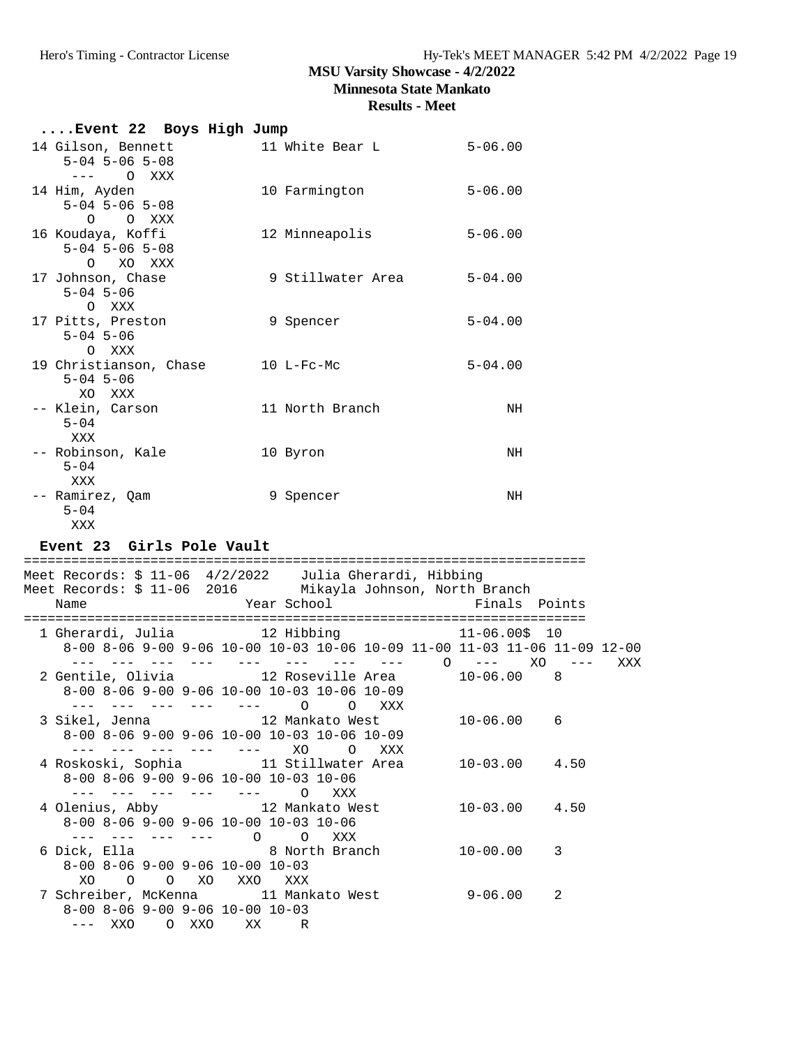MSU Varsity Showcase - 4/2/2022

Minnesota State Mankato

Results - Meet

```
....Event 22  Boys High Jump
 14 Gilson, Bennett          11 White Bear L          5-06.00
     5-04 5-06 5-08
      ---    O  XXX
 14 Him, Ayden               10 Farmington            5-06.00
     5-04 5-06 5-08
       O    O  XXX
 16 Koudaya, Koffi           12 Minneapolis           5-06.00
     5-04 5-06 5-08
       O   XO  XXX
 17 Johnson, Chase            9 Stillwater Area       5-04.00
     5-04 5-06
       O  XXX
 17 Pitts, Preston            9 Spencer               5-04.00
     5-04 5-06
       O  XXX
 19 Christianson, Chase      10 L-Fc-Mc               5-04.00
     5-04 5-06
      XO  XXX
 -- Klein, Carson            11 North Branch               NH
     5-04
     XXX
 -- Robinson, Kale           10 Byron                      NH
     5-04
      XXX
 -- Ramirez, Qam              9 Spencer                    NH
     5-04
      XXX

Event 23  Girls Pole Vault
=======================================================================
Meet Records: $ 11-06  4/2/2022    Julia Gherardi, Hibbing
Meet Records: $ 11-06  2016        Mikayla Johnson, North Branch
    Name                    Year School                 Finals  Points
=======================================================================
  1 Gherardi, Julia          12 Hibbing              11-06.00$  10
     8-00 8-06 9-00 9-06 10-00 10-03 10-06 10-09 11-00 11-03 11-06 11-09 12-00
      ---  ---  ---  ---   ---   ---   ---   ---     O   ---    XO   ---   XXX
  2 Gentile, Olivia          12 Roseville Area       10-06.00    8
     8-00 8-06 9-00 9-06 10-00 10-03 10-06 10-09
      ---  ---  ---  ---   ---     O     O   XXX
  3 Sikel, Jenna             12 Mankato West         10-06.00    6
     8-00 8-06 9-00 9-06 10-00 10-03 10-06 10-09
      ---  ---  ---  ---   ---    XO     O   XXX
  4 Roskoski, Sophia         11 Stillwater Area      10-03.00    4.50
     8-00 8-06 9-00 9-06 10-00 10-03 10-06
      ---  ---  ---  ---   ---     O   XXX
  4 Olenius, Abby            12 Mankato West         10-03.00    4.50
     8-00 8-06 9-00 9-06 10-00 10-03 10-06
      ---  ---  ---  ---     O     O   XXX
  6 Dick, Ella                8 North Branch         10-00.00    3
     8-00 8-06 9-00 9-06 10-00 10-03
       XO    O    O   XO   XXO   XXX
  7 Schreiber, McKenna       11 Mankato West          9-06.00    2
     8-00 8-06 9-00 9-06 10-00 10-03
      ---  XXO    O  XXO    XX     R
```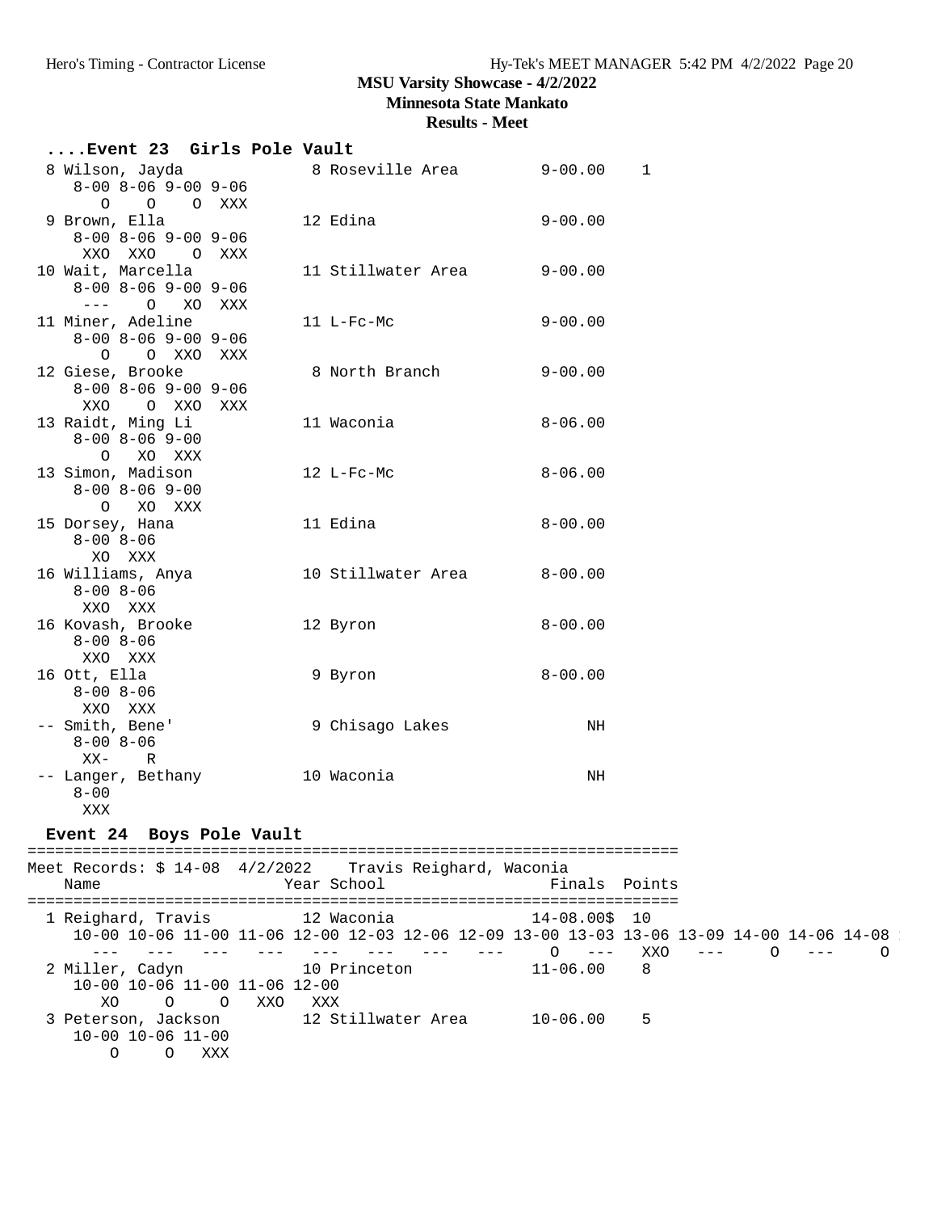# MSU Varsity Showcase - 4/2/2022

## Minnesota State Mankato

### Results - Meet

**....Event 23 Girls Pole Vault**

```
 8 Wilson, Jayda             8 Roseville Area         9-00.00    1
    8-00 8-06 9-00 9-06
       O    O    O  XXX
 9 Brown, Ella              12 Edina                  9-00.00
    8-00 8-06 9-00 9-06
     XXO  XXO    O  XXX
10 Wait, Marcella           11 Stillwater Area        9-00.00
    8-00 8-06 9-00 9-06
     ---    O   XO  XXX
11 Miner, Adeline           11 L-Fc-Mc                9-00.00
    8-00 8-06 9-00 9-06
       O    O  XXO  XXX
12 Giese, Brooke             8 North Branch           9-00.00
    8-00 8-06 9-00 9-06
     XXO    O  XXO  XXX
13 Raidt, Ming Li           11 Waconia                8-06.00
    8-00 8-06 9-00
       O   XO  XXX
13 Simon, Madison           12 L-Fc-Mc                8-06.00
    8-00 8-06 9-00
       O   XO  XXX
15 Dorsey, Hana             11 Edina                  8-00.00
    8-00 8-06
      XO  XXX
16 Williams, Anya           10 Stillwater Area        8-00.00
    8-00 8-06
     XXO  XXX
16 Kovash, Brooke           12 Byron                  8-00.00
    8-00 8-06
     XXO  XXX
16 Ott, Ella                 9 Byron                  8-00.00
    8-00 8-06
     XXO  XXX
-- Smith, Bene'              9 Chisago Lakes               NH
    8-00 8-06
     XX-    R
-- Langer, Bethany          10 Waconia                     NH
    8-00
     XXX
```

**Event 24 Boys Pole Vault**

```
=======================================================================
Meet Records: $ 14-08  4/2/2022    Travis Reighard, Waconia
    Name                    Year School                 Finals  Points
=======================================================================
  1 Reighard, Travis        12 Waconia               14-08.00$  10
     10-00 10-06 11-00 11-06 12-00 12-03 12-06 12-09 13-00 13-03 13-06 13-09 14-00 14-06 14-08
       ---   ---   ---   ---   ---   ---   ---   ---     O   ---   XXO   ---     O   ---     O
  2 Miller, Cadyn           10 Princeton             11-06.00    8
     10-00 10-06 11-00 11-06 12-00
        XO     O     O   XXO   XXX
  3 Peterson, Jackson       12 Stillwater Area       10-06.00    5
     10-00 10-06 11-00
         O     O   XXX
```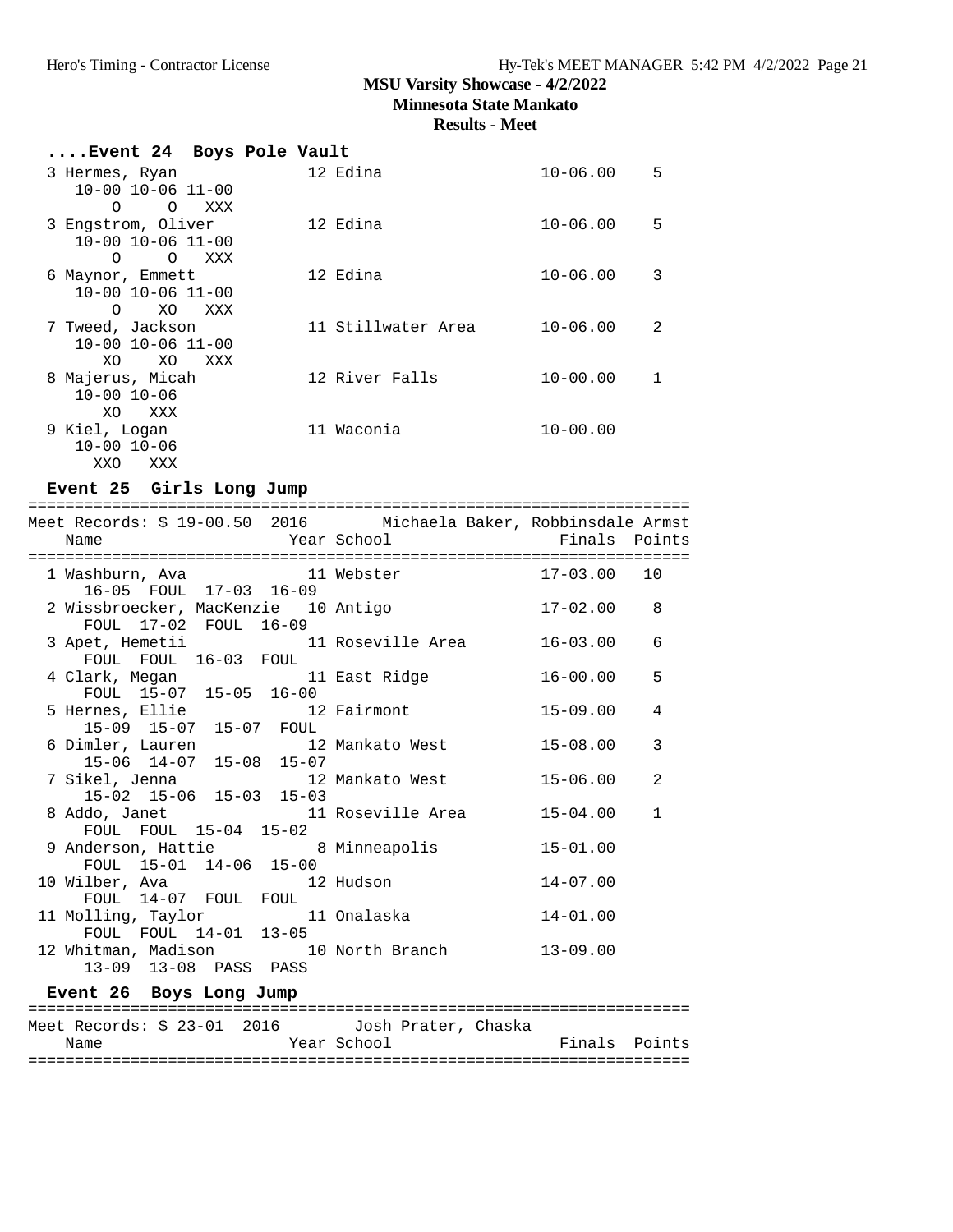# MSU Varsity Showcase - 4/2/2022

## Minnesota State Mankato

### Results - Meet

```
....Event 24  Boys Pole Vault
  3 Hermes, Ryan              12 Edina                 10-06.00    5
     10-00 10-06 11-00
         O     O   XXX
  3 Engstrom, Oliver          12 Edina                 10-06.00    5
     10-00 10-06 11-00
         O     O   XXX
  6 Maynor, Emmett            12 Edina                 10-06.00    3
     10-00 10-06 11-00
         O    XO   XXX
  7 Tweed, Jackson            11 Stillwater Area       10-06.00    2
     10-00 10-06 11-00
        XO    XO   XXX
  8 Majerus, Micah            12 River Falls           10-00.00    1
     10-00 10-06
        XO   XXX
  9 Kiel, Logan               11 Waconia               10-00.00
     10-00 10-06
       XXO   XXX
```

```
Event 25  Girls Long Jump
=======================================================================
Meet Records: $ 19-00.50  2016        Michaela Baker, Robbinsdale Armst
    Name                    Year School                  Finals  Points
=======================================================================
  1 Washburn, Ava             11 Webster               17-03.00   10
      16-05  FOUL  17-03  16-09
  2 Wissbroecker, MacKenzie   10 Antigo                17-02.00    8
      FOUL  17-02  FOUL  16-09
  3 Apet, Hemetii             11 Roseville Area        16-03.00    6
      FOUL  FOUL  16-03  FOUL
  4 Clark, Megan              11 East Ridge            16-00.00    5
      FOUL  15-07  15-05  16-00
  5 Hernes, Ellie             12 Fairmont              15-09.00    4
      15-09  15-07  15-07  FOUL
  6 Dimler, Lauren            12 Mankato West          15-08.00    3
      15-06  14-07  15-08  15-07
  7 Sikel, Jenna              12 Mankato West          15-06.00    2
      15-02  15-06  15-03  15-03
  8 Addo, Janet               11 Roseville Area        15-04.00    1
      FOUL  FOUL  15-04  15-02
  9 Anderson, Hattie           8 Minneapolis           15-01.00
      FOUL  15-01  14-06  15-00
 10 Wilber, Ava               12 Hudson                14-07.00
      FOUL  14-07  FOUL  FOUL
 11 Molling, Taylor           11 Onalaska              14-01.00
      FOUL  FOUL  14-01  13-05
 12 Whitman, Madison          10 North Branch          13-09.00
      13-09  13-08  PASS  PASS
```

```
Event 26  Boys Long Jump
=======================================================================
Meet Records: $ 23-01  2016        Josh Prater, Chaska
    Name                    Year School                  Finals  Points
=======================================================================
```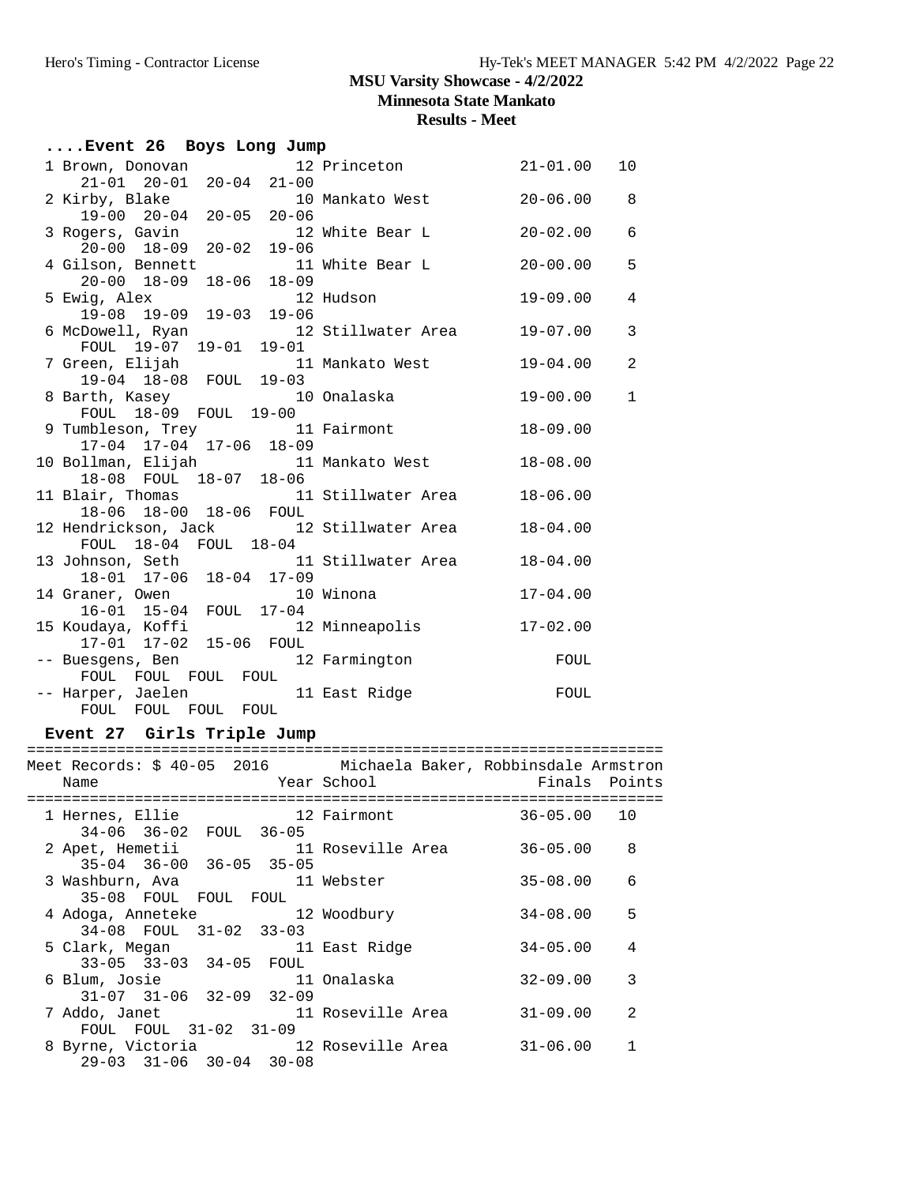## MSU Varsity Showcase - 4/2/2022
### Minnesota State Mankato
### Results - Meet

#### ....Event 26 Boys Long Jump

| Place | Name | Year | School | Finals | Points |
|---|---|---|---|---|---|
| 1 | Brown, Donovan | 12 | Princeton | 21-01.00 | 10 |
| | 21-01 20-01 20-04 21-00 | | | | |
| 2 | Kirby, Blake | 10 | Mankato West | 20-06.00 | 8 |
| | 19-00 20-04 20-05 20-06 | | | | |
| 3 | Rogers, Gavin | 12 | White Bear L | 20-02.00 | 6 |
| | 20-00 18-09 20-02 19-06 | | | | |
| 4 | Gilson, Bennett | 11 | White Bear L | 20-00.00 | 5 |
| | 20-00 18-09 18-06 18-09 | | | | |
| 5 | Ewig, Alex | 12 | Hudson | 19-09.00 | 4 |
| | 19-08 19-09 19-03 19-06 | | | | |
| 6 | McDowell, Ryan | 12 | Stillwater Area | 19-07.00 | 3 |
| | FOUL 19-07 19-01 19-01 | | | | |
| 7 | Green, Elijah | 11 | Mankato West | 19-04.00 | 2 |
| | 19-04 18-08 FOUL 19-03 | | | | |
| 8 | Barth, Kasey | 10 | Onalaska | 19-00.00 | 1 |
| | FOUL 18-09 FOUL 19-00 | | | | |
| 9 | Tumbleson, Trey | 11 | Fairmont | 18-09.00 | |
| | 17-04 17-04 17-06 18-09 | | | | |
| 10 | Bollman, Elijah | 11 | Mankato West | 18-08.00 | |
| | 18-08 FOUL 18-07 18-06 | | | | |
| 11 | Blair, Thomas | 11 | Stillwater Area | 18-06.00 | |
| | 18-06 18-00 18-06 FOUL | | | | |
| 12 | Hendrickson, Jack | 12 | Stillwater Area | 18-04.00 | |
| | FOUL 18-04 FOUL 18-04 | | | | |
| 13 | Johnson, Seth | 11 | Stillwater Area | 18-04.00 | |
| | 18-01 17-06 18-04 17-09 | | | | |
| 14 | Graner, Owen | 10 | Winona | 17-04.00 | |
| | 16-01 15-04 FOUL 17-04 | | | | |
| 15 | Koudaya, Koffi | 12 | Minneapolis | 17-02.00 | |
| | 17-01 17-02 15-06 FOUL | | | | |
| -- | Buesgens, Ben | 12 | Farmington | FOUL | |
| | FOUL FOUL FOUL FOUL | | | | |
| -- | Harper, Jaelen | 11 | East Ridge | FOUL | |
| | FOUL FOUL FOUL FOUL | | | | |

#### Event 27 Girls Triple Jump

Meet Records: $ 40-05 2016 Michaela Baker, Robbinsdale Armstron

| Place | Name | Year | School | Finals | Points |
|---|---|---|---|---|---|
| 1 | Hernes, Ellie | 12 | Fairmont | 36-05.00 | 10 |
| | 34-06 36-02 FOUL 36-05 | | | | |
| 2 | Apet, Hemetii | 11 | Roseville Area | 36-05.00 | 8 |
| | 35-04 36-00 36-05 35-05 | | | | |
| 3 | Washburn, Ava | 11 | Webster | 35-08.00 | 6 |
| | 35-08 FOUL FOUL FOUL | | | | |
| 4 | Adoga, Anneteke | 12 | Woodbury | 34-08.00 | 5 |
| | 34-08 FOUL 31-02 33-03 | | | | |
| 5 | Clark, Megan | 11 | East Ridge | 34-05.00 | 4 |
| | 33-05 33-03 34-05 FOUL | | | | |
| 6 | Blum, Josie | 11 | Onalaska | 32-09.00 | 3 |
| | 31-07 31-06 32-09 32-09 | | | | |
| 7 | Addo, Janet | 11 | Roseville Area | 31-09.00 | 2 |
| | FOUL FOUL 31-02 31-09 | | | | |
| 8 | Byrne, Victoria | 12 | Roseville Area | 31-06.00 | 1 |
| | 29-03 31-06 30-04 30-08 | | | | |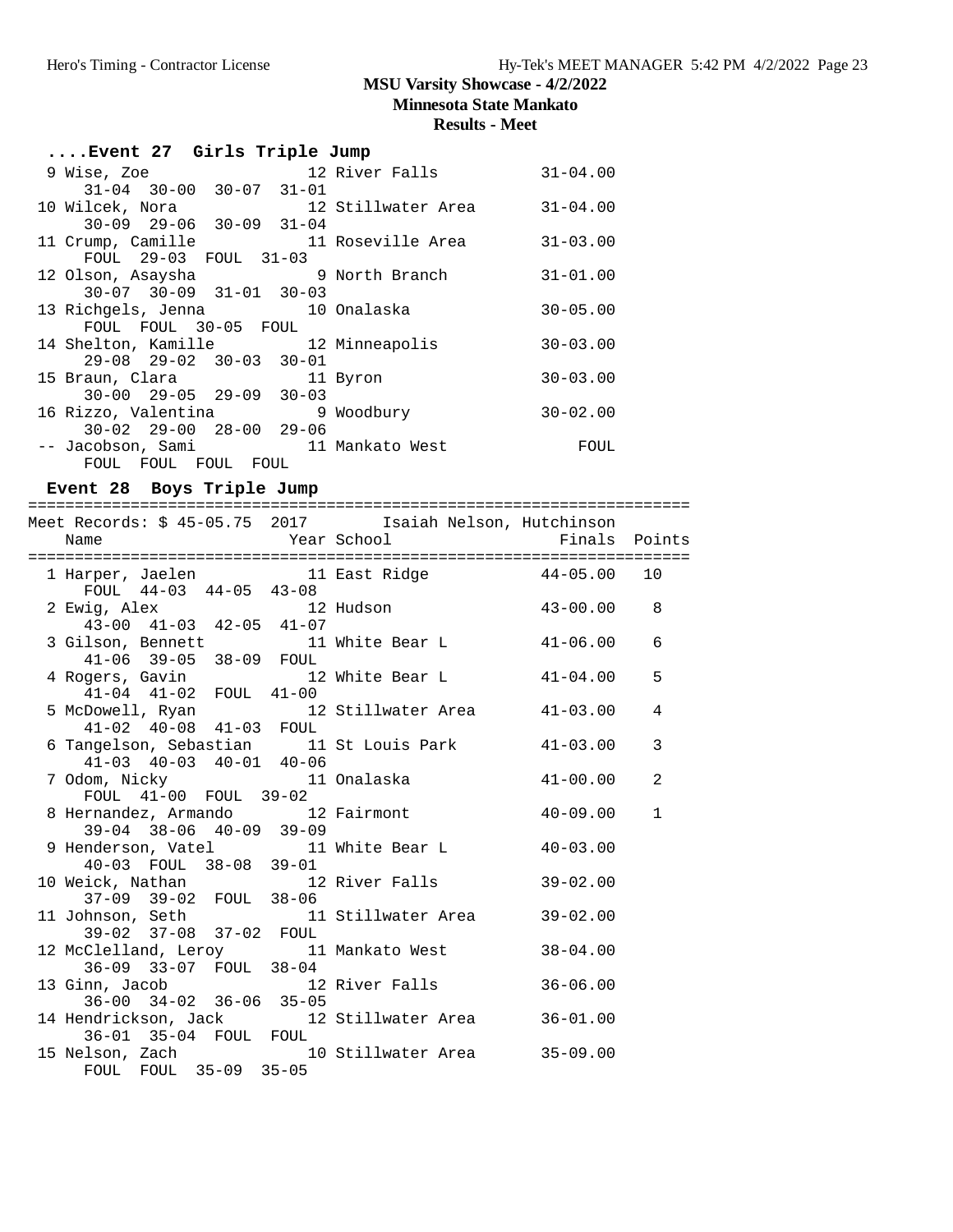**MSU Varsity Showcase - 4/2/2022**
**Minnesota State Mankato**
**Results - Meet**

### ....Event 27 Girls Triple Jump

| Place | Name | Year | School | Finals |
|---|---|---|---|---|
| 9 | Wise, Zoe | 12 | River Falls | 31-04.00 |
| | 31-04 30-00 30-07 31-01 | | | |
| 10 | Wilcek, Nora | 12 | Stillwater Area | 31-04.00 |
| | 30-09 29-06 30-09 31-04 | | | |
| 11 | Crump, Camille | 11 | Roseville Area | 31-03.00 |
| | FOUL 29-03 FOUL 31-03 | | | |
| 12 | Olson, Asaysha | 9 | North Branch | 31-01.00 |
| | 30-07 30-09 31-01 30-03 | | | |
| 13 | Richgels, Jenna | 10 | Onalaska | 30-05.00 |
| | FOUL FOUL 30-05 FOUL | | | |
| 14 | Shelton, Kamille | 12 | Minneapolis | 30-03.00 |
| | 29-08 29-02 30-03 30-01 | | | |
| 15 | Braun, Clara | 11 | Byron | 30-03.00 |
| | 30-00 29-05 29-09 30-03 | | | |
| 16 | Rizzo, Valentina | 9 | Woodbury | 30-02.00 |
| | 30-02 29-00 28-00 29-06 | | | |
| -- | Jacobson, Sami | 11 | Mankato West | FOUL |
| | FOUL FOUL FOUL FOUL | | | |

### Event 28 Boys Triple Jump

Meet Records: $ 45-05.75 2017 Isaiah Nelson, Hutchinson

| Place | Name | Year | School | Finals | Points |
|---|---|---|---|---|---|
| 1 | Harper, Jaelen | 11 | East Ridge | 44-05.00 | 10 |
| | FOUL 44-03 44-05 43-08 | | | | |
| 2 | Ewig, Alex | 12 | Hudson | 43-00.00 | 8 |
| | 43-00 41-03 42-05 41-07 | | | | |
| 3 | Gilson, Bennett | 11 | White Bear L | 41-06.00 | 6 |
| | 41-06 39-05 38-09 FOUL | | | | |
| 4 | Rogers, Gavin | 12 | White Bear L | 41-04.00 | 5 |
| | 41-04 41-02 FOUL 41-00 | | | | |
| 5 | McDowell, Ryan | 12 | Stillwater Area | 41-03.00 | 4 |
| | 41-02 40-08 41-03 FOUL | | | | |
| 6 | Tangelson, Sebastian | 11 | St Louis Park | 41-03.00 | 3 |
| | 41-03 40-03 40-01 40-06 | | | | |
| 7 | Odom, Nicky | 11 | Onalaska | 41-00.00 | 2 |
| | FOUL 41-00 FOUL 39-02 | | | | |
| 8 | Hernandez, Armando | 12 | Fairmont | 40-09.00 | 1 |
| | 39-04 38-06 40-09 39-09 | | | | |
| 9 | Henderson, Vatel | 11 | White Bear L | 40-03.00 | |
| | 40-03 FOUL 38-08 39-01 | | | | |
| 10 | Weick, Nathan | 12 | River Falls | 39-02.00 | |
| | 37-09 39-02 FOUL 38-06 | | | | |
| 11 | Johnson, Seth | 11 | Stillwater Area | 39-02.00 | |
| | 39-02 37-08 37-02 FOUL | | | | |
| 12 | McClelland, Leroy | 11 | Mankato West | 38-04.00 | |
| | 36-09 33-07 FOUL 38-04 | | | | |
| 13 | Ginn, Jacob | 12 | River Falls | 36-06.00 | |
| | 36-00 34-02 36-06 35-05 | | | | |
| 14 | Hendrickson, Jack | 12 | Stillwater Area | 36-01.00 | |
| | 36-01 35-04 FOUL FOUL | | | | |
| 15 | Nelson, Zach | 10 | Stillwater Area | 35-09.00 | |
| | FOUL FOUL 35-09 35-05 | | | | |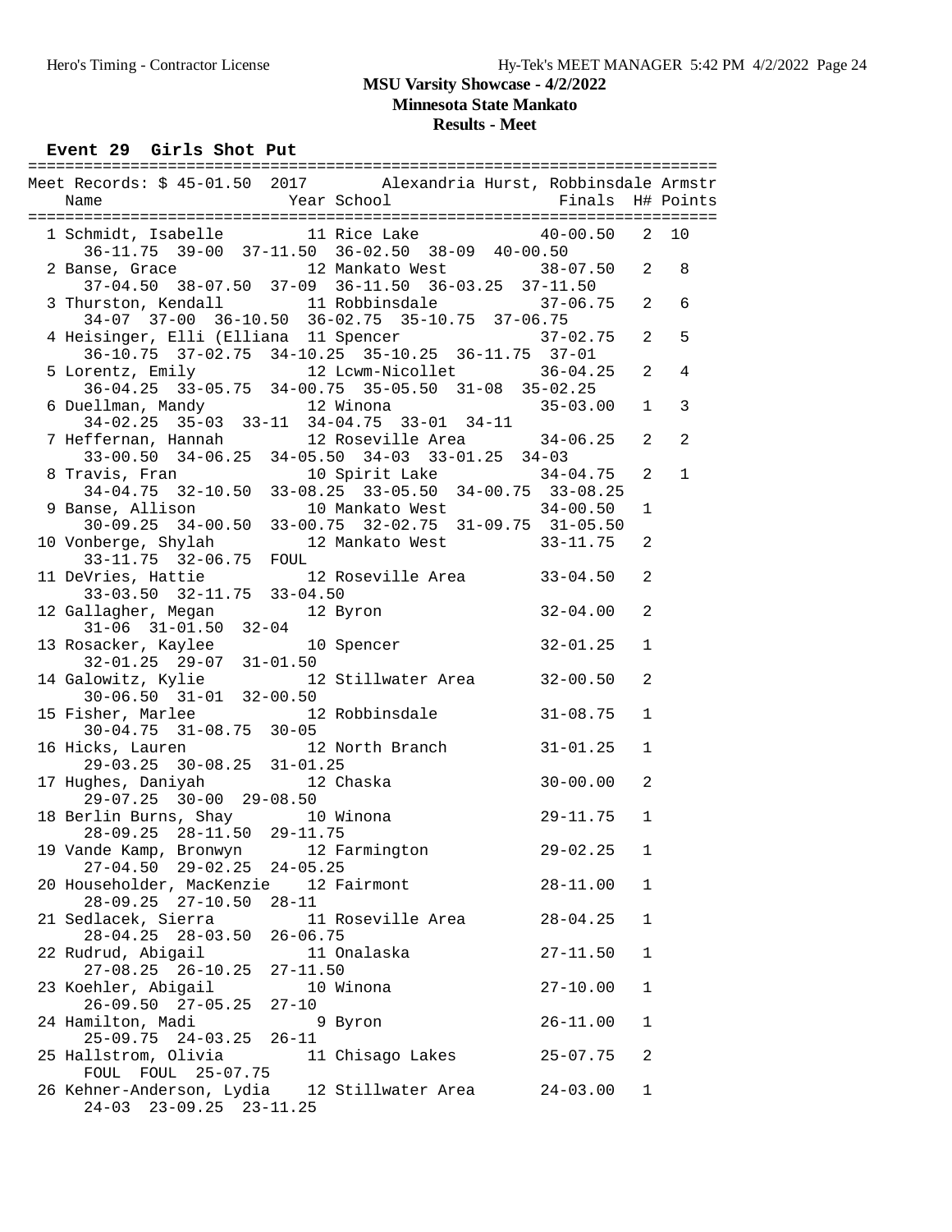# MSU Varsity Showcase - 4/2/2022

## Minnesota State Mankato

### Results - Meet

#### Event 29 Girls Shot Put

Meet Records: $ 45-01.50 2017 Alexandria Hurst, Robbinsdale Armstr

| Place | Name | Year | School | Finals | H# | Points |
|---|---|---|---|---|---|---|
| 1 | Schmidt, Isabelle | 11 | Rice Lake | 40-00.50 | 2 | 10 |
| | 36-11.75 39-00 37-11.50 36-02.50 38-09 40-00.50 | | | | | |
| 2 | Banse, Grace | 12 | Mankato West | 38-07.50 | 2 | 8 |
| | 37-04.50 38-07.50 37-09 36-11.50 36-03.25 37-11.50 | | | | | |
| 3 | Thurston, Kendall | 11 | Robbinsdale | 37-06.75 | 2 | 6 |
| | 34-07 37-00 36-10.50 36-02.75 35-10.75 37-06.75 | | | | | |
| 4 | Heisinger, Elli (Elliana | 11 | Spencer | 37-02.75 | 2 | 5 |
| | 36-10.75 37-02.75 34-10.25 35-10.25 36-11.75 37-01 | | | | | |
| 5 | Lorentz, Emily | 12 | Lcwm-Nicollet | 36-04.25 | 2 | 4 |
| | 36-04.25 33-05.75 34-00.75 35-05.50 31-08 35-02.25 | | | | | |
| 6 | Duellman, Mandy | 12 | Winona | 35-03.00 | 1 | 3 |
| | 34-02.25 35-03 33-11 34-04.75 33-01 34-11 | | | | | |
| 7 | Heffernan, Hannah | 12 | Roseville Area | 34-06.25 | 2 | 2 |
| | 33-00.50 34-06.25 34-05.50 34-03 33-01.25 34-03 | | | | | |
| 8 | Travis, Fran | 10 | Spirit Lake | 34-04.75 | 2 | 1 |
| | 34-04.75 32-10.50 33-08.25 33-05.50 34-00.75 33-08.25 | | | | | |
| 9 | Banse, Allison | 10 | Mankato West | 34-00.50 | 1 | |
| | 30-09.25 34-00.50 33-00.75 32-02.75 31-09.75 31-05.50 | | | | | |
| 10 | Vonberge, Shylah | 12 | Mankato West | 33-11.75 | 2 | |
| | 33-11.75 32-06.75 FOUL | | | | | |
| 11 | DeVries, Hattie | 12 | Roseville Area | 33-04.50 | 2 | |
| | 33-03.50 32-11.75 33-04.50 | | | | | |
| 12 | Gallagher, Megan | 12 | Byron | 32-04.00 | 2 | |
| | 31-06 31-01.50 32-04 | | | | | |
| 13 | Rosacker, Kaylee | 10 | Spencer | 32-01.25 | 1 | |
| | 32-01.25 29-07 31-01.50 | | | | | |
| 14 | Galowitz, Kylie | 12 | Stillwater Area | 32-00.50 | 2 | |
| | 30-06.50 31-01 32-00.50 | | | | | |
| 15 | Fisher, Marlee | 12 | Robbinsdale | 31-08.75 | 1 | |
| | 30-04.75 31-08.75 30-05 | | | | | |
| 16 | Hicks, Lauren | 12 | North Branch | 31-01.25 | 1 | |
| | 29-03.25 30-08.25 31-01.25 | | | | | |
| 17 | Hughes, Daniyah | 12 | Chaska | 30-00.00 | 2 | |
| | 29-07.25 30-00 29-08.50 | | | | | |
| 18 | Berlin Burns, Shay | 10 | Winona | 29-11.75 | 1 | |
| | 28-09.25 28-11.50 29-11.75 | | | | | |
| 19 | Vande Kamp, Bronwyn | 12 | Farmington | 29-02.25 | 1 | |
| | 27-04.50 29-02.25 24-05.25 | | | | | |
| 20 | Householder, MacKenzie | 12 | Fairmont | 28-11.00 | 1 | |
| | 28-09.25 27-10.50 28-11 | | | | | |
| 21 | Sedlacek, Sierra | 11 | Roseville Area | 28-04.25 | 1 | |
| | 28-04.25 28-03.50 26-06.75 | | | | | |
| 22 | Rudrud, Abigail | 11 | Onalaska | 27-11.50 | 1 | |
| | 27-08.25 26-10.25 27-11.50 | | | | | |
| 23 | Koehler, Abigail | 10 | Winona | 27-10.00 | 1 | |
| | 26-09.50 27-05.25 27-10 | | | | | |
| 24 | Hamilton, Madi | 9 | Byron | 26-11.00 | 1 | |
| | 25-09.75 24-03.25 26-11 | | | | | |
| 25 | Hallstrom, Olivia | 11 | Chisago Lakes | 25-07.75 | 2 | |
| | FOUL FOUL 25-07.75 | | | | | |
| 26 | Kehner-Anderson, Lydia | 12 | Stillwater Area | 24-03.00 | 1 | |
| | 24-03 23-09.25 23-11.25 | | | | | |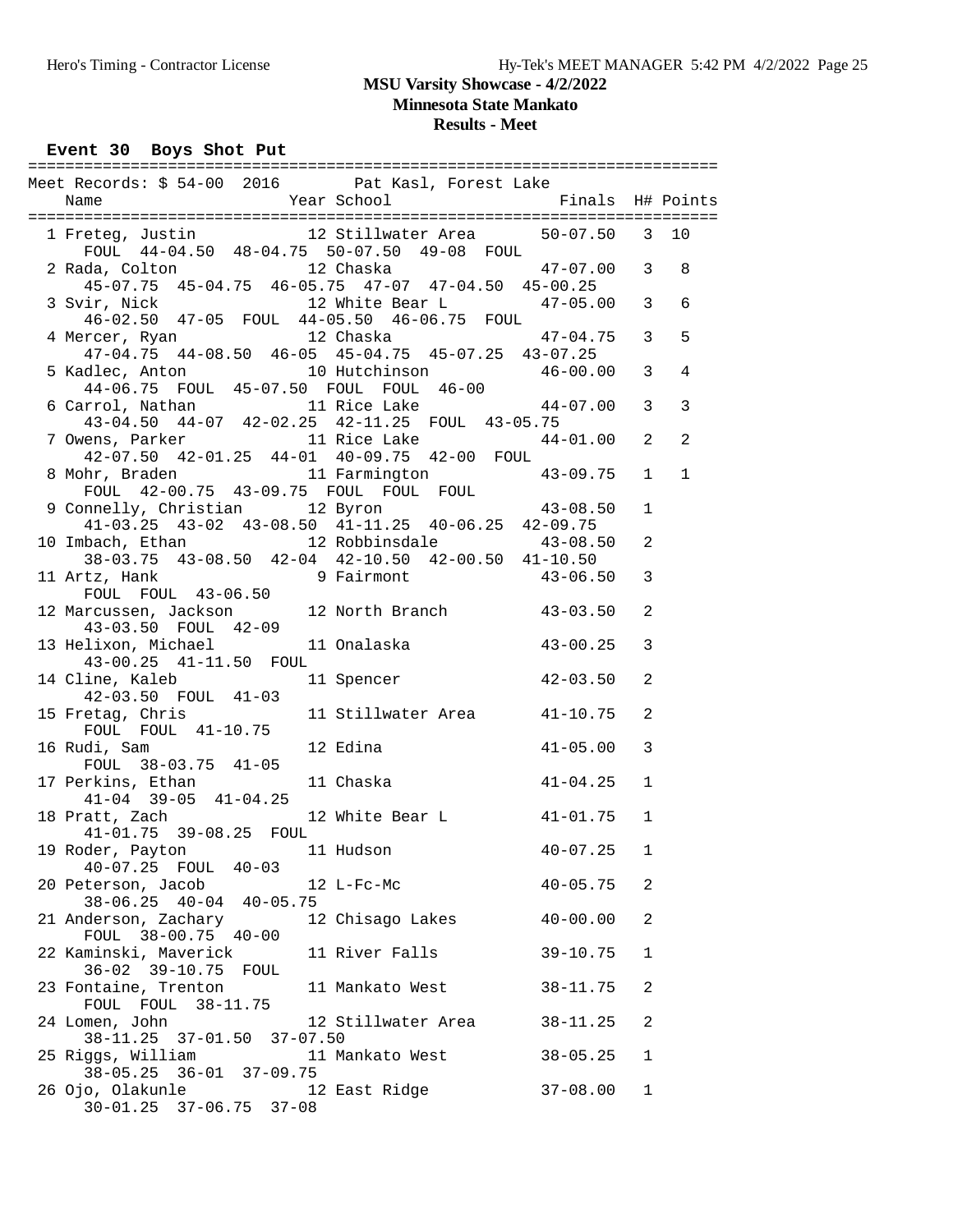# MSU Varsity Showcase - 4/2/2022

## Minnesota State Mankato

### Results - Meet

**Event 30 Boys Shot Put**

Meet Records: $ 54-00 2016 Pat Kasl, Forest Lake

| Place | Name | Year | School | Finals | H# | Points |
|---|---|---|---|---|---|---|
| 1 | Freteg, Justin | 12 | Stillwater Area | 50-07.50 | 3 | 10 |
| | FOUL 44-04.50 48-04.75 50-07.50 49-08 FOUL | | | | | |
| 2 | Rada, Colton | 12 | Chaska | 47-07.00 | 3 | 8 |
| | 45-07.75 45-04.75 46-05.75 47-07 47-04.50 45-00.25 | | | | | |
| 3 | Svir, Nick | 12 | White Bear L | 47-05.00 | 3 | 6 |
| | 46-02.50 47-05 FOUL 44-05.50 46-06.75 FOUL | | | | | |
| 4 | Mercer, Ryan | 12 | Chaska | 47-04.75 | 3 | 5 |
| | 47-04.75 44-08.50 46-05 45-04.75 45-07.25 43-07.25 | | | | | |
| 5 | Kadlec, Anton | 10 | Hutchinson | 46-00.00 | 3 | 4 |
| | 44-06.75 FOUL 45-07.50 FOUL FOUL 46-00 | | | | | |
| 6 | Carrol, Nathan | 11 | Rice Lake | 44-07.00 | 3 | 3 |
| | 43-04.50 44-07 42-02.25 42-11.25 FOUL 43-05.75 | | | | | |
| 7 | Owens, Parker | 11 | Rice Lake | 44-01.00 | 2 | 2 |
| | 42-07.50 42-01.25 44-01 40-09.75 42-00 FOUL | | | | | |
| 8 | Mohr, Braden | 11 | Farmington | 43-09.75 | 1 | 1 |
| | FOUL 42-00.75 43-09.75 FOUL FOUL FOUL | | | | | |
| 9 | Connelly, Christian | 12 | Byron | 43-08.50 | 1 | |
| | 41-03.25 43-02 43-08.50 41-11.25 40-06.25 42-09.75 | | | | | |
| 10 | Imbach, Ethan | 12 | Robbinsdale | 43-08.50 | 2 | |
| | 38-03.75 43-08.50 42-04 42-10.50 42-00.50 41-10.50 | | | | | |
| 11 | Artz, Hank | 9 | Fairmont | 43-06.50 | 3 | |
| | FOUL FOUL 43-06.50 | | | | | |
| 12 | Marcussen, Jackson | 12 | North Branch | 43-03.50 | 2 | |
| | 43-03.50 FOUL 42-09 | | | | | |
| 13 | Helixon, Michael | 11 | Onalaska | 43-00.25 | 3 | |
| | 43-00.25 41-11.50 FOUL | | | | | |
| 14 | Cline, Kaleb | 11 | Spencer | 42-03.50 | 2 | |
| | 42-03.50 FOUL 41-03 | | | | | |
| 15 | Fretag, Chris | 11 | Stillwater Area | 41-10.75 | 2 | |
| | FOUL FOUL 41-10.75 | | | | | |
| 16 | Rudi, Sam | 12 | Edina | 41-05.00 | 3 | |
| | FOUL 38-03.75 41-05 | | | | | |
| 17 | Perkins, Ethan | 11 | Chaska | 41-04.25 | 1 | |
| | 41-04 39-05 41-04.25 | | | | | |
| 18 | Pratt, Zach | 12 | White Bear L | 41-01.75 | 1 | |
| | 41-01.75 39-08.25 FOUL | | | | | |
| 19 | Roder, Payton | 11 | Hudson | 40-07.25 | 1 | |
| | 40-07.25 FOUL 40-03 | | | | | |
| 20 | Peterson, Jacob | 12 | L-Fc-Mc | 40-05.75 | 2 | |
| | 38-06.25 40-04 40-05.75 | | | | | |
| 21 | Anderson, Zachary | 12 | Chisago Lakes | 40-00.00 | 2 | |
| | FOUL 38-00.75 40-00 | | | | | |
| 22 | Kaminski, Maverick | 11 | River Falls | 39-10.75 | 1 | |
| | 36-02 39-10.75 FOUL | | | | | |
| 23 | Fontaine, Trenton | 11 | Mankato West | 38-11.75 | 2 | |
| | FOUL FOUL 38-11.75 | | | | | |
| 24 | Lomen, John | 12 | Stillwater Area | 38-11.25 | 2 | |
| | 38-11.25 37-01.50 37-07.50 | | | | | |
| 25 | Riggs, William | 11 | Mankato West | 38-05.25 | 1 | |
| | 38-05.25 36-01 37-09.75 | | | | | |
| 26 | Ojo, Olakunle | 12 | East Ridge | 37-08.00 | 1 | |
| | 30-01.25 37-06.75 37-08 | | | | | |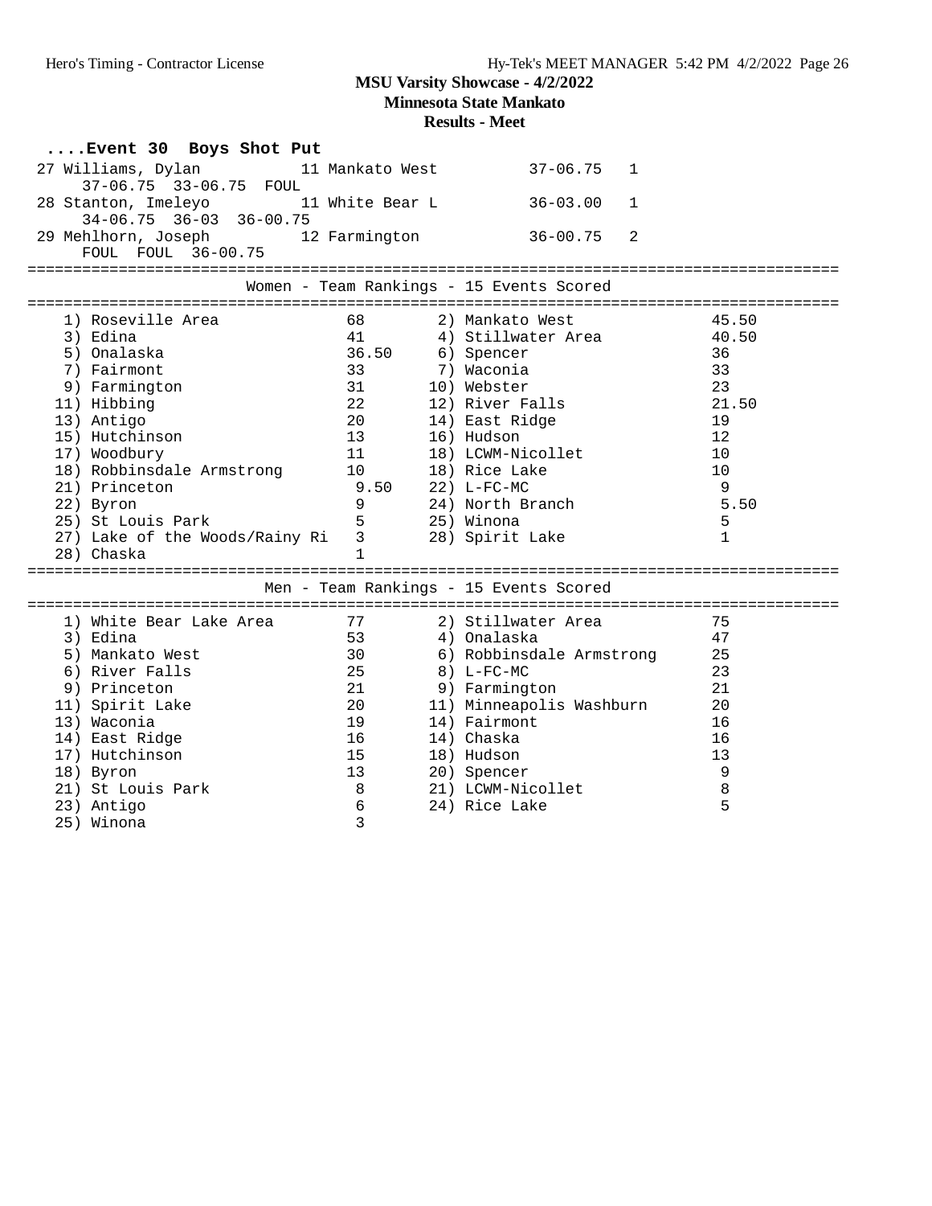# MSU Varsity Showcase - 4/2/2022

## Minnesota State Mankato

### Results - Meet

**....Event 30 Boys Shot Put**

| | | | | |
|---|---|---|---|---|
| 27 | Williams, Dylan | 11 Mankato West | 37-06.75 | 1 |
| | 37-06.75 33-06.75 FOUL | | | |
| 28 | Stanton, Imeleyo | 11 White Bear L | 36-03.00 | 1 |
| | 34-06.75 36-03 36-00.75 | | | |
| 29 | Mehlhorn, Joseph | 12 Farmington | 36-00.75 | 2 |
| | FOUL FOUL 36-00.75 | | | |

### Women - Team Rankings - 15 Events Scored

| | | | | | |
|---|---|---|---|---|---|
| 1) | Roseville Area | 68 | 2) | Mankato West | 45.50 |
| 3) | Edina | 41 | 4) | Stillwater Area | 40.50 |
| 5) | Onalaska | 36.50 | 6) | Spencer | 36 |
| 7) | Fairmont | 33 | 7) | Waconia | 33 |
| 9) | Farmington | 31 | 10) | Webster | 23 |
| 11) | Hibbing | 22 | 12) | River Falls | 21.50 |
| 13) | Antigo | 20 | 14) | East Ridge | 19 |
| 15) | Hutchinson | 13 | 16) | Hudson | 12 |
| 17) | Woodbury | 11 | 18) | LCWM-Nicollet | 10 |
| 18) | Robbinsdale Armstrong | 10 | 18) | Rice Lake | 10 |
| 21) | Princeton | 9.50 | 22) | L-FC-MC | 9 |
| 22) | Byron | 9 | 24) | North Branch | 5.50 |
| 25) | St Louis Park | 5 | 25) | Winona | 5 |
| 27) | Lake of the Woods/Rainy Ri | 3 | 28) | Spirit Lake | 1 |
| 28) | Chaska | 1 | | | |

### Men - Team Rankings - 15 Events Scored

| | | | | | |
|---|---|---|---|---|---|
| 1) | White Bear Lake Area | 77 | 2) | Stillwater Area | 75 |
| 3) | Edina | 53 | 4) | Onalaska | 47 |
| 5) | Mankato West | 30 | 6) | Robbinsdale Armstrong | 25 |
| 6) | River Falls | 25 | 8) | L-FC-MC | 23 |
| 9) | Princeton | 21 | 9) | Farmington | 21 |
| 11) | Spirit Lake | 20 | 11) | Minneapolis Washburn | 20 |
| 13) | Waconia | 19 | 14) | Fairmont | 16 |
| 14) | East Ridge | 16 | 14) | Chaska | 16 |
| 17) | Hutchinson | 15 | 18) | Hudson | 13 |
| 18) | Byron | 13 | 20) | Spencer | 9 |
| 21) | St Louis Park | 8 | 21) | LCWM-Nicollet | 8 |
| 23) | Antigo | 6 | 24) | Rice Lake | 5 |
| 25) | Winona | 3 | | | |